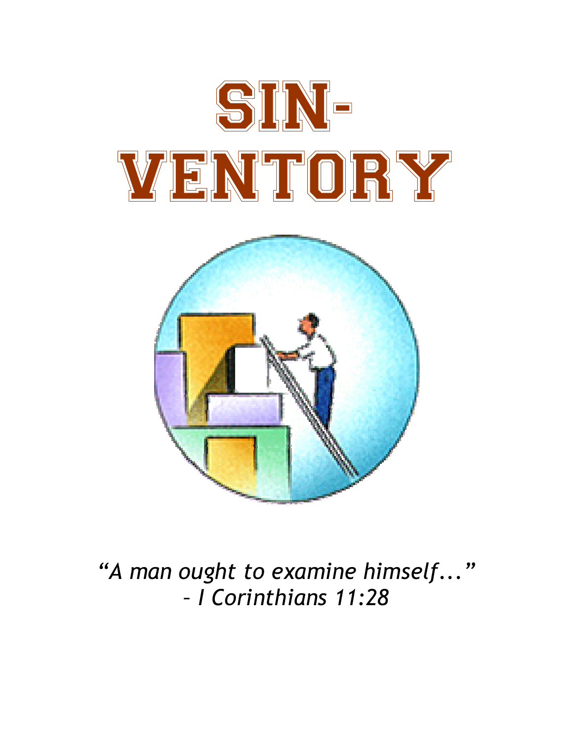# SIN-VENTORY

*"A man ought to examine himself..."*
*– I Corinthians 11:28*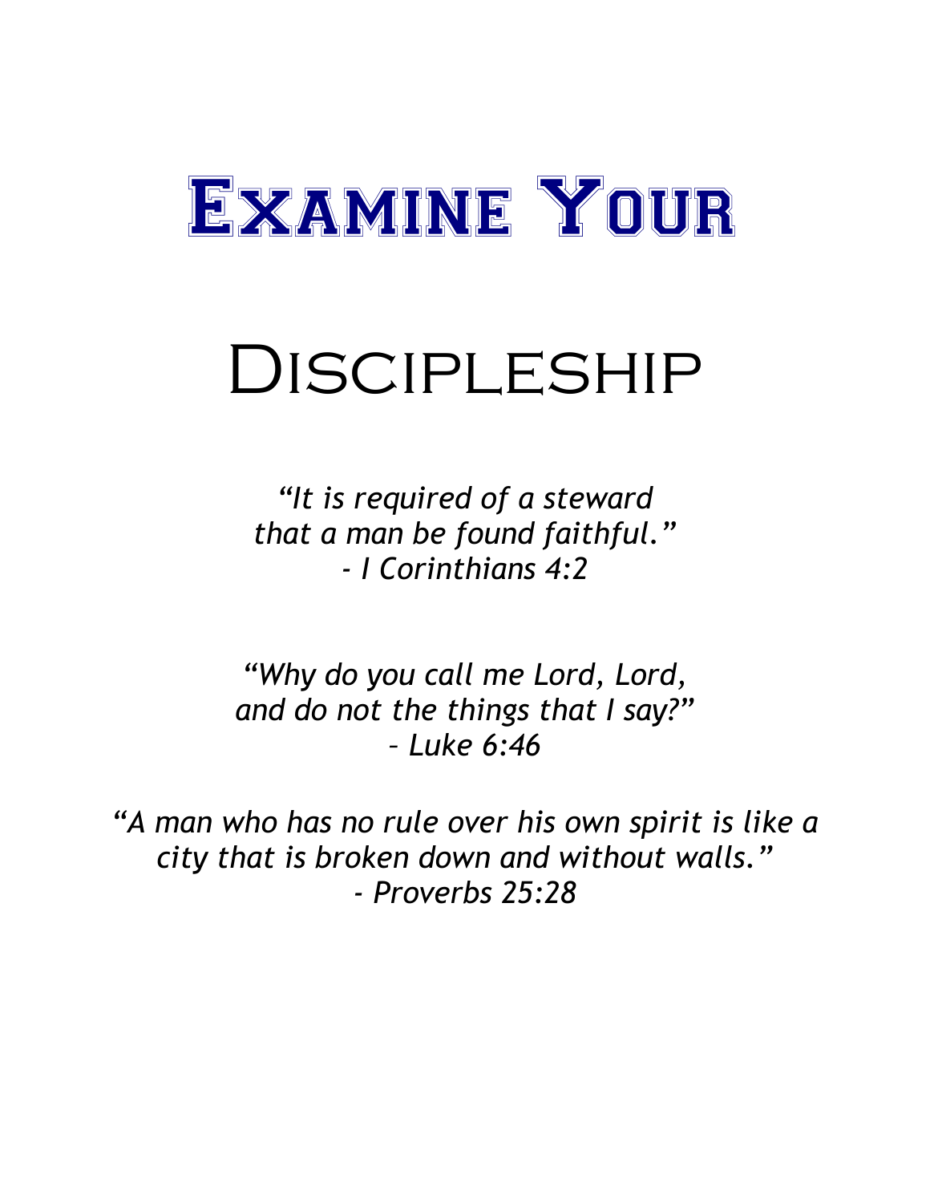# Examine Your

# Discipleship

*"It is required of a steward*
*that a man be found faithful."*
*- I Corinthians 4:2*

*"Why do you call me Lord, Lord,*
*and do not the things that I say?"*
*– Luke 6:46*

*"A man who has no rule over his own spirit is like a city that is broken down and without walls."*
*- Proverbs 25:28*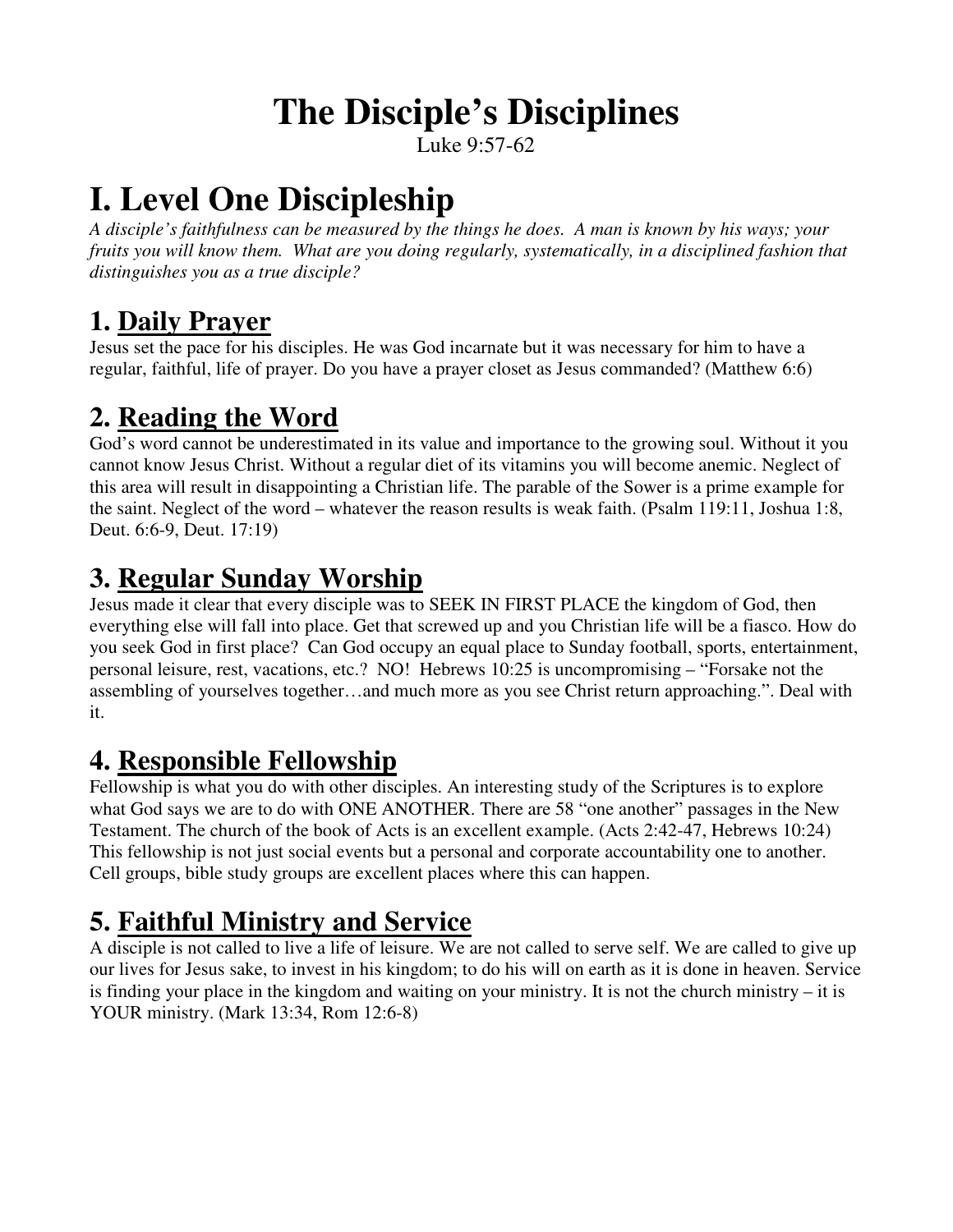# The Disciple's Disciplines

Luke 9:57-62

# I. Level One Discipleship

*A disciple's faithfulness can be measured by the things he does. A man is known by his ways; your fruits you will know them. What are you doing regularly, systematically, in a disciplined fashion that distinguishes you as a true disciple?*

## 1. <u>Daily Prayer</u>

Jesus set the pace for his disciples. He was God incarnate but it was necessary for him to have a regular, faithful, life of prayer. Do you have a prayer closet as Jesus commanded? (Matthew 6:6)

## 2. <u>Reading the Word</u>

God's word cannot be underestimated in its value and importance to the growing soul. Without it you cannot know Jesus Christ. Without a regular diet of its vitamins you will become anemic. Neglect of this area will result in disappointing a Christian life. The parable of the Sower is a prime example for the saint. Neglect of the word – whatever the reason results is weak faith. (Psalm 119:11, Joshua 1:8, Deut. 6:6-9, Deut. 17:19)

## 3. <u>Regular Sunday Worship</u>

Jesus made it clear that every disciple was to SEEK IN FIRST PLACE the kingdom of God, then everything else will fall into place. Get that screwed up and you Christian life will be a fiasco. How do you seek God in first place? Can God occupy an equal place to Sunday football, sports, entertainment, personal leisure, rest, vacations, etc.? NO! Hebrews 10:25 is uncompromising – "Forsake not the assembling of yourselves together…and much more as you see Christ return approaching.". Deal with it.

## 4. <u>Responsible Fellowship</u>

Fellowship is what you do with other disciples. An interesting study of the Scriptures is to explore what God says we are to do with ONE ANOTHER. There are 58 "one another" passages in the New Testament. The church of the book of Acts is an excellent example. (Acts 2:42-47, Hebrews 10:24) This fellowship is not just social events but a personal and corporate accountability one to another. Cell groups, bible study groups are excellent places where this can happen.

## 5. <u>Faithful Ministry and Service</u>

A disciple is not called to live a life of leisure. We are not called to serve self. We are called to give up our lives for Jesus sake, to invest in his kingdom; to do his will on earth as it is done in heaven. Service is finding your place in the kingdom and waiting on your ministry. It is not the church ministry – it is YOUR ministry. (Mark 13:34, Rom 12:6-8)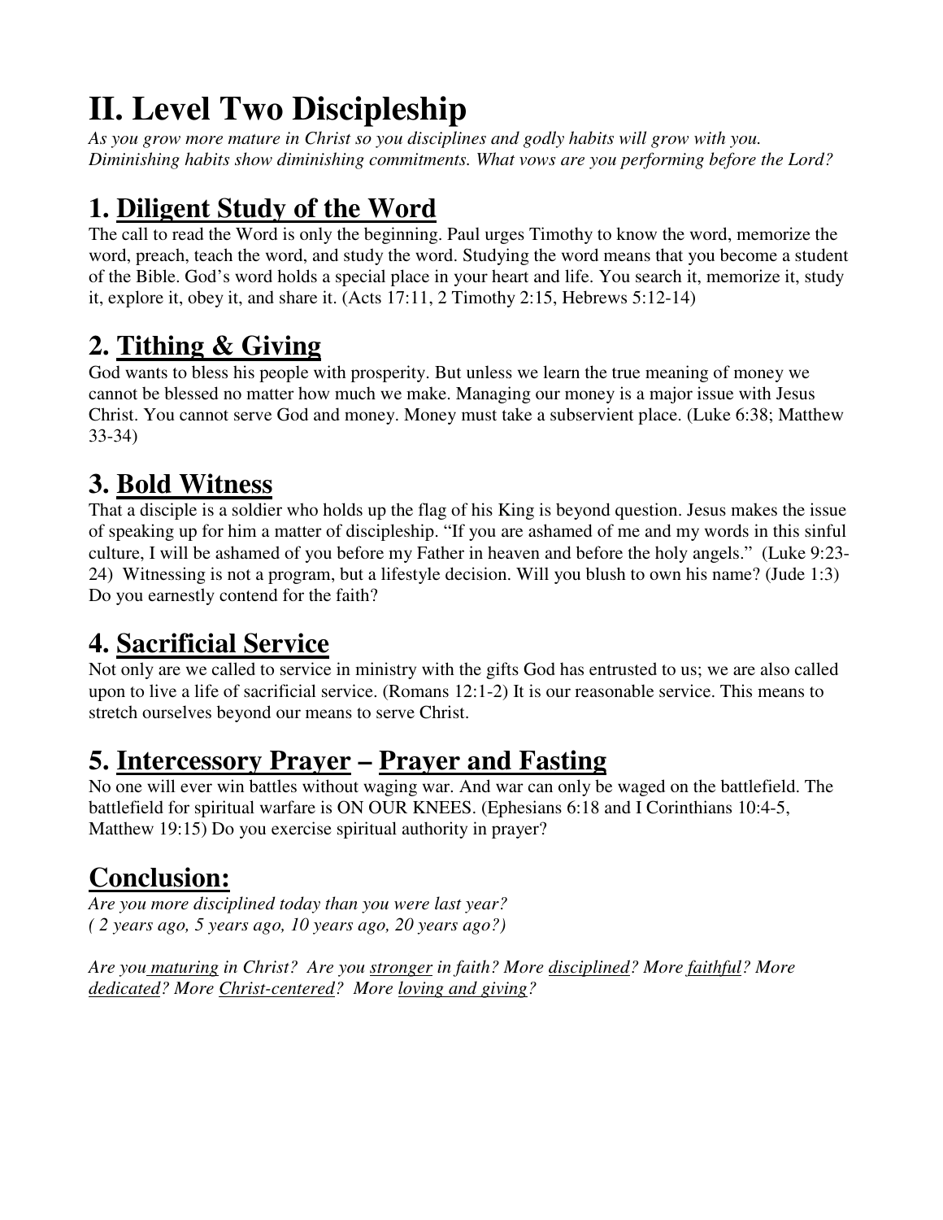# II. Level Two Discipleship

*As you grow more mature in Christ so you disciplines and godly habits will grow with you. Diminishing habits show diminishing commitments. What vows are you performing before the Lord?*

## 1. <u>Diligent Study of the Word</u>

The call to read the Word is only the beginning. Paul urges Timothy to know the word, memorize the word, preach, teach the word, and study the word. Studying the word means that you become a student of the Bible. God's word holds a special place in your heart and life. You search it, memorize it, study it, explore it, obey it, and share it. (Acts 17:11, 2 Timothy 2:15, Hebrews 5:12-14)

## 2. <u>Tithing & Giving</u>

God wants to bless his people with prosperity. But unless we learn the true meaning of money we cannot be blessed no matter how much we make. Managing our money is a major issue with Jesus Christ. You cannot serve God and money. Money must take a subservient place. (Luke 6:38; Matthew 33-34)

## 3. <u>Bold Witness</u>

That a disciple is a soldier who holds up the flag of his King is beyond question. Jesus makes the issue of speaking up for him a matter of discipleship. "If you are ashamed of me and my words in this sinful culture, I will be ashamed of you before my Father in heaven and before the holy angels." (Luke 9:23-24) Witnessing is not a program, but a lifestyle decision. Will you blush to own his name? (Jude 1:3) Do you earnestly contend for the faith?

## 4. <u>Sacrificial Service</u>

Not only are we called to service in ministry with the gifts God has entrusted to us; we are also called upon to live a life of sacrificial service. (Romans 12:1-2) It is our reasonable service. This means to stretch ourselves beyond our means to serve Christ.

## 5. <u>Intercessory Prayer</u> – <u>Prayer and Fasting</u>

No one will ever win battles without waging war. And war can only be waged on the battlefield. The battlefield for spiritual warfare is ON OUR KNEES. (Ephesians 6:18 and I Corinthians 10:4-5, Matthew 19:15) Do you exercise spiritual authority in prayer?

## <u>Conclusion:</u>

*Are you more disciplined today than you were last year?*
*( 2 years ago, 5 years ago, 10 years ago, 20 years ago?)*

*Are you <u>maturing</u> in Christ? Are you <u>stronger</u> in faith? More <u>disciplined</u>? More <u>faithful</u>? More <u>dedicated</u>? More <u>Christ-centered</u>? More <u>loving and giving</u>?*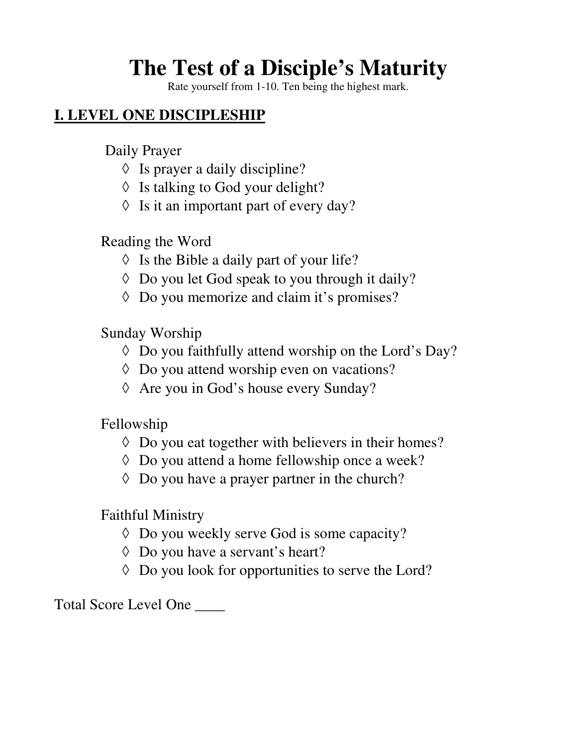# The Test of a Disciple's Maturity

Rate yourself from 1-10. Ten being the highest mark.

## I. LEVEL ONE DISCIPLESHIP

Daily Prayer

- ◊ Is prayer a daily discipline?
- ◊ Is talking to God your delight?
- ◊ Is it an important part of every day?

Reading the Word

- ◊ Is the Bible a daily part of your life?
- ◊ Do you let God speak to you through it daily?
- ◊ Do you memorize and claim it's promises?

Sunday Worship

- ◊ Do you faithfully attend worship on the Lord's Day?
- ◊ Do you attend worship even on vacations?
- ◊ Are you in God's house every Sunday?

Fellowship

- ◊ Do you eat together with believers in their homes?
- ◊ Do you attend a home fellowship once a week?
- ◊ Do you have a prayer partner in the church?

Faithful Ministry

- ◊ Do you weekly serve God is some capacity?
- ◊ Do you have a servant's heart?
- ◊ Do you look for opportunities to serve the Lord?

Total Score Level One ____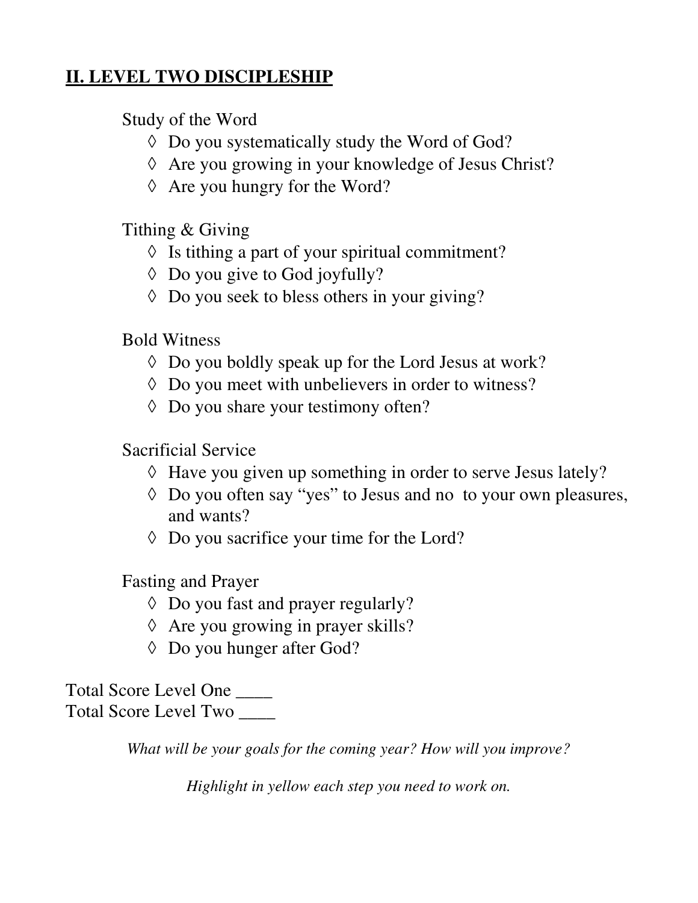## **II. LEVEL TWO DISCIPLESHIP**

Study of the Word

- ◊ Do you systematically study the Word of God?
- ◊ Are you growing in your knowledge of Jesus Christ?
- ◊ Are you hungry for the Word?

Tithing & Giving

- ◊ Is tithing a part of your spiritual commitment?
- ◊ Do you give to God joyfully?
- ◊ Do you seek to bless others in your giving?

Bold Witness

- ◊ Do you boldly speak up for the Lord Jesus at work?
- ◊ Do you meet with unbelievers in order to witness?
- ◊ Do you share your testimony often?

Sacrificial Service

- ◊ Have you given up something in order to serve Jesus lately?
- ◊ Do you often say "yes" to Jesus and no to your own pleasures, and wants?
- ◊ Do you sacrifice your time for the Lord?

Fasting and Prayer

- ◊ Do you fast and prayer regularly?
- ◊ Are you growing in prayer skills?
- ◊ Do you hunger after God?

Total Score Level One ____
Total Score Level Two ____

*What will be your goals for the coming year? How will you improve?*

*Highlight in yellow each step you need to work on.*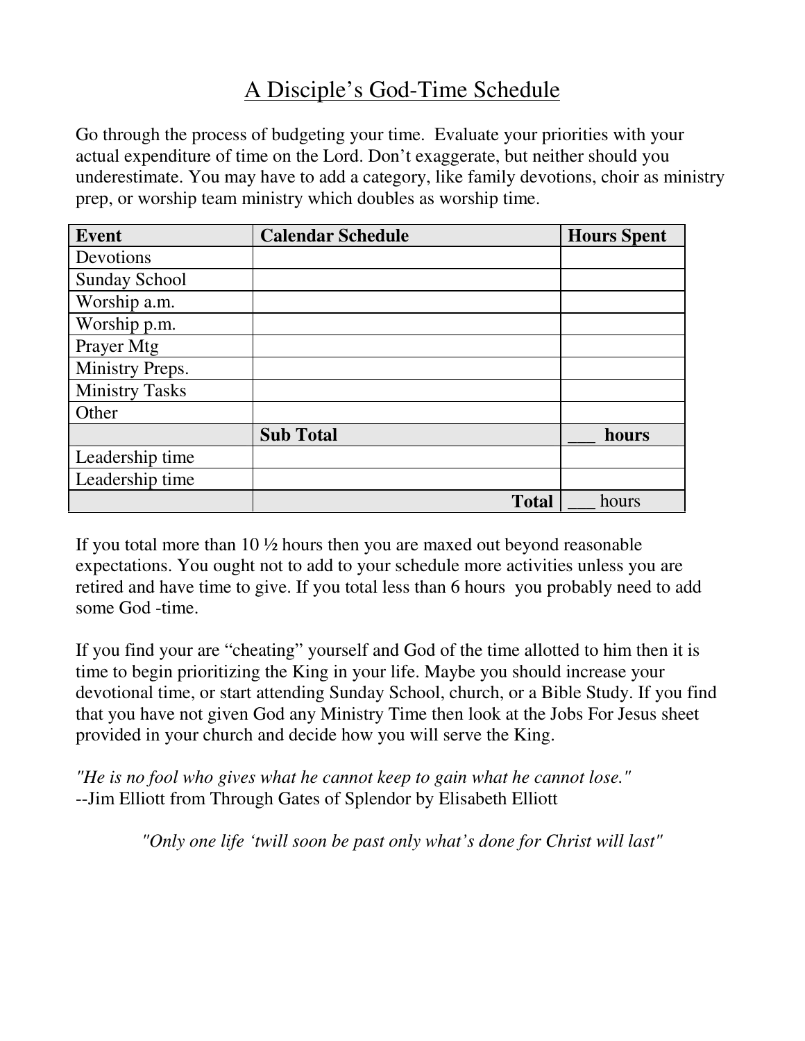# A Disciple's God-Time Schedule

Go through the process of budgeting your time. Evaluate your priorities with your actual expenditure of time on the Lord. Don't exaggerate, but neither should you underestimate. You may have to add a category, like family devotions, choir as ministry prep, or worship team ministry which doubles as worship time.

| Event | Calendar Schedule | Hours Spent |
|---|---|---|
| Devotions | | |
| Sunday School | | |
| Worship a.m. | | |
| Worship p.m. | | |
| Prayer Mtg | | |
| Ministry Preps. | | |
| Ministry Tasks | | |
| Other | | |
| | **Sub Total** | **___ hours** |
| Leadership time | | |
| Leadership time | | |
| | **Total** | ___ hours |

If you total more than 10 ½ hours then you are maxed out beyond reasonable expectations. You ought not to add to your schedule more activities unless you are retired and have time to give. If you total less than 6 hours you probably need to add some God -time.

If you find your are "cheating" yourself and God of the time allotted to him then it is time to begin prioritizing the King in your life. Maybe you should increase your devotional time, or start attending Sunday School, church, or a Bible Study. If you find that you have not given God any Ministry Time then look at the Jobs For Jesus sheet provided in your church and decide how you will serve the King.

*"He is no fool who gives what he cannot keep to gain what he cannot lose."*
--Jim Elliott from Through Gates of Splendor by Elisabeth Elliott

*"Only one life 'twill soon be past only what's done for Christ will last"*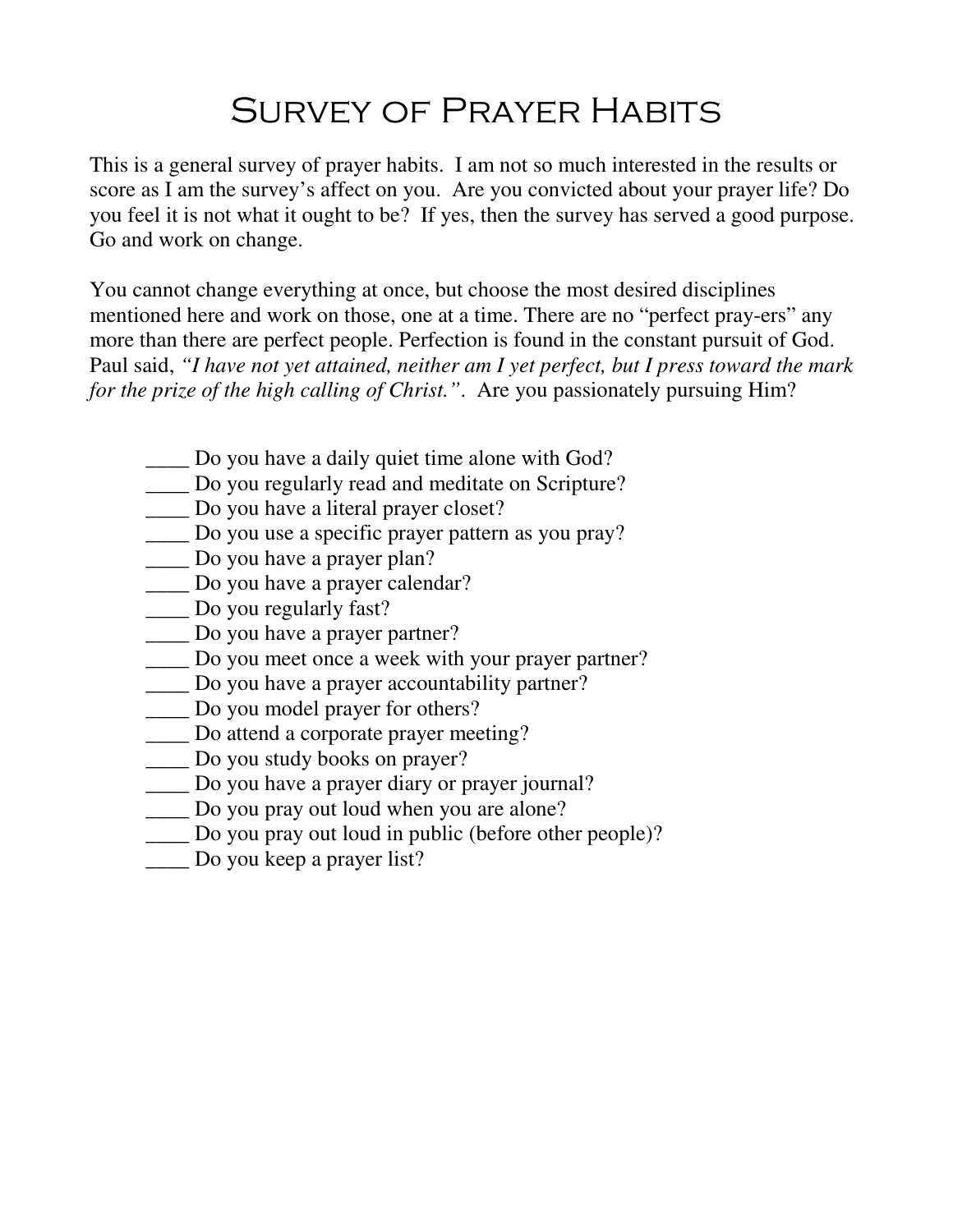# Survey of Prayer Habits

This is a general survey of prayer habits. I am not so much interested in the results or score as I am the survey's affect on you. Are you convicted about your prayer life? Do you feel it is not what it ought to be? If yes, then the survey has served a good purpose. Go and work on change.

You cannot change everything at once, but choose the most desired disciplines mentioned here and work on those, one at a time. There are no "perfect pray-ers" any more than there are perfect people. Perfection is found in the constant pursuit of God. Paul said, *"I have not yet attained, neither am I yet perfect, but I press toward the mark for the prize of the high calling of Christ."*. Are you passionately pursuing Him?

____ Do you have a daily quiet time alone with God?
____ Do you regularly read and meditate on Scripture?
____ Do you have a literal prayer closet?
____ Do you use a specific prayer pattern as you pray?
____ Do you have a prayer plan?
____ Do you have a prayer calendar?
____ Do you regularly fast?
____ Do you have a prayer partner?
____ Do you meet once a week with your prayer partner?
____ Do you have a prayer accountability partner?
____ Do you model prayer for others?
____ Do attend a corporate prayer meeting?
____ Do you study books on prayer?
____ Do you have a prayer diary or prayer journal?
____ Do you pray out loud when you are alone?
____ Do you pray out loud in public (before other people)?
____ Do you keep a prayer list?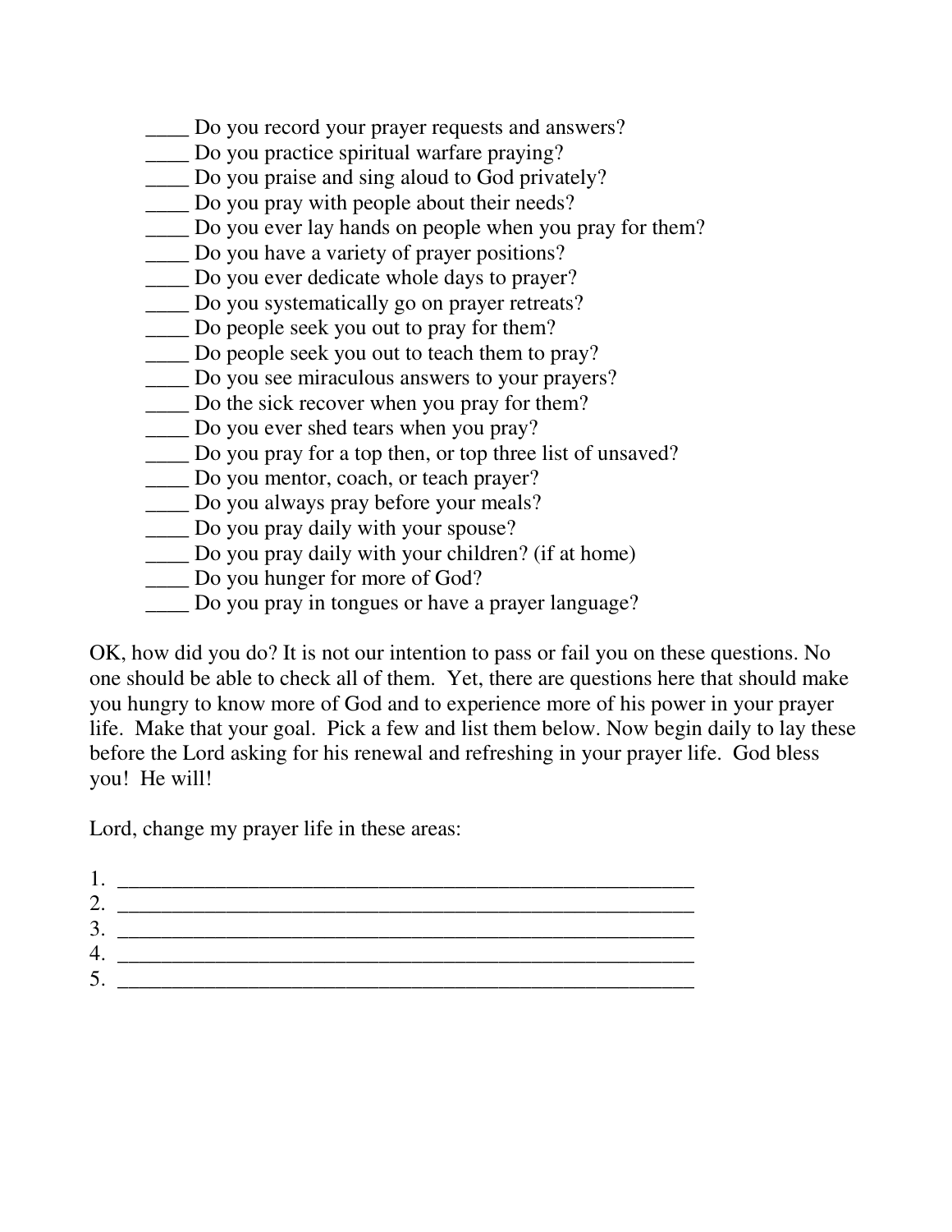____ Do you record your prayer requests and answers?
____ Do you practice spiritual warfare praying?
____ Do you praise and sing aloud to God privately?
____ Do you pray with people about their needs?
____ Do you ever lay hands on people when you pray for them?
____ Do you have a variety of prayer positions?
____ Do you ever dedicate whole days to prayer?
____ Do you systematically go on prayer retreats?
____ Do people seek you out to pray for them?
____ Do people seek you out to teach them to pray?
____ Do you see miraculous answers to your prayers?
____ Do the sick recover when you pray for them?
____ Do you ever shed tears when you pray?
____ Do you pray for a top then, or top three list of unsaved?
____ Do you mentor, coach, or teach prayer?
____ Do you always pray before your meals?
____ Do you pray daily with your spouse?
____ Do you pray daily with your children? (if at home)
____ Do you hunger for more of God?
____ Do you pray in tongues or have a prayer language?

OK, how did you do? It is not our intention to pass or fail you on these questions. No one should be able to check all of them. Yet, there are questions here that should make you hungry to know more of God and to experience more of his power in your prayer life. Make that your goal. Pick a few and list them below. Now begin daily to lay these before the Lord asking for his renewal and refreshing in your prayer life. God bless you! He will!

Lord, change my prayer life in these areas:

1. ____________________________________________________
2. ____________________________________________________
3. ____________________________________________________
4. ____________________________________________________
5. ____________________________________________________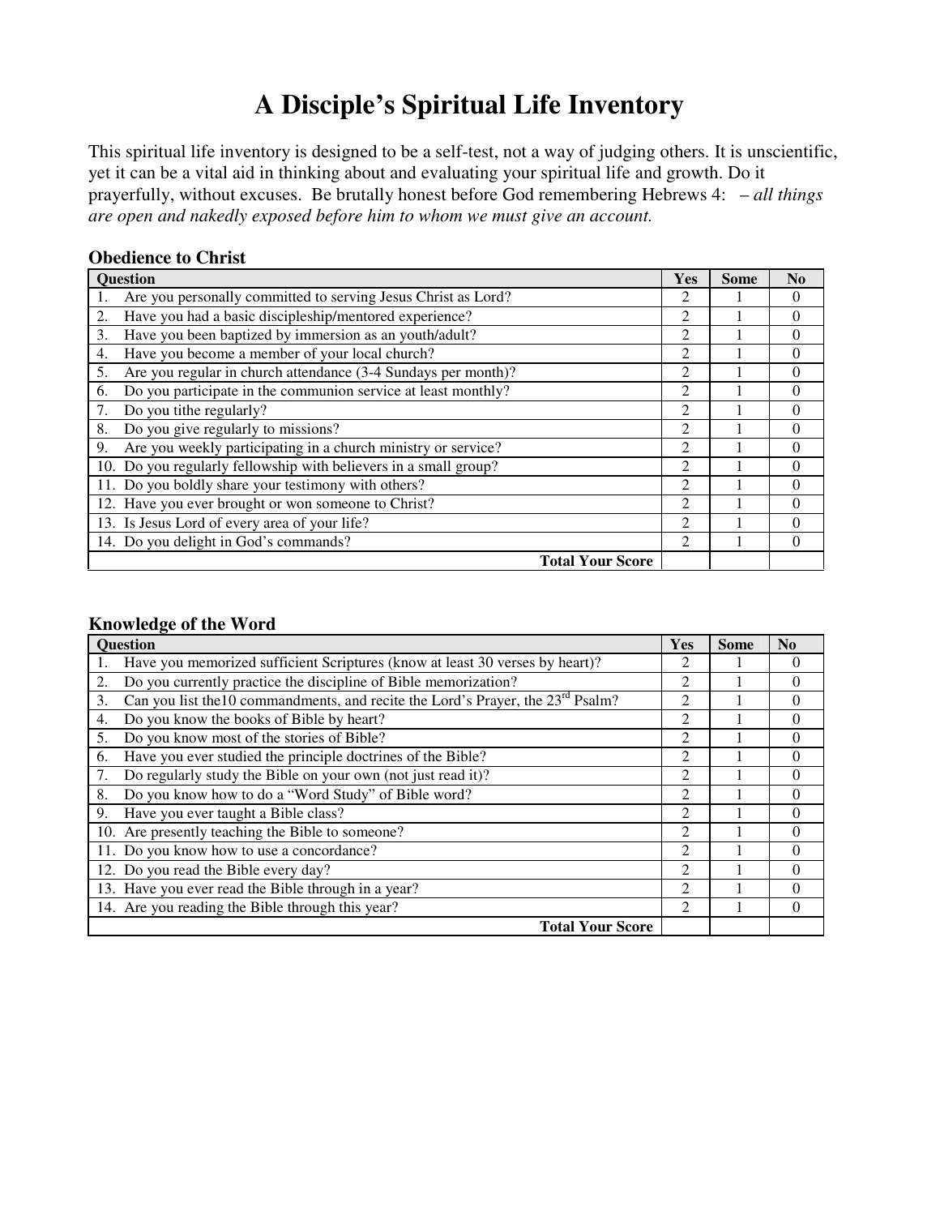# A Disciple's Spiritual Life Inventory

This spiritual life inventory is designed to be a self-test, not a way of judging others. It is unscientific, yet it can be a vital aid in thinking about and evaluating your spiritual life and growth. Do it prayerfully, without excuses. Be brutally honest before God remembering Hebrews 4: *– all things are open and nakedly exposed before him to whom we must give an account.*

### Obedience to Christ

| Question | Yes | Some | No |
|---|---|---|---|
| 1. Are you personally committed to serving Jesus Christ as Lord? | 2 | 1 | 0 |
| 2. Have you had a basic discipleship/mentored experience? | 2 | 1 | 0 |
| 3. Have you been baptized by immersion as an youth/adult? | 2 | 1 | 0 |
| 4. Have you become a member of your local church? | 2 | 1 | 0 |
| 5. Are you regular in church attendance (3-4 Sundays per month)? | 2 | 1 | 0 |
| 6. Do you participate in the communion service at least monthly? | 2 | 1 | 0 |
| 7. Do you tithe regularly? | 2 | 1 | 0 |
| 8. Do you give regularly to missions? | 2 | 1 | 0 |
| 9. Are you weekly participating in a church ministry or service? | 2 | 1 | 0 |
| 10. Do you regularly fellowship with believers in a small group? | 2 | 1 | 0 |
| 11. Do you boldly share your testimony with others? | 2 | 1 | 0 |
| 12. Have you ever brought or won someone to Christ? | 2 | 1 | 0 |
| 13. Is Jesus Lord of every area of your life? | 2 | 1 | 0 |
| 14. Do you delight in God's commands? | 2 | 1 | 0 |
| **Total Your Score** | | | |

### Knowledge of the Word

| Question | Yes | Some | No |
|---|---|---|---|
| 1. Have you memorized sufficient Scriptures (know at least 30 verses by heart)? | 2 | 1 | 0 |
| 2. Do you currently practice the discipline of Bible memorization? | 2 | 1 | 0 |
| 3. Can you list the10 commandments, and recite the Lord's Prayer, the 23rd Psalm? | 2 | 1 | 0 |
| 4. Do you know the books of Bible by heart? | 2 | 1 | 0 |
| 5. Do you know most of the stories of Bible? | 2 | 1 | 0 |
| 6. Have you ever studied the principle doctrines of the Bible? | 2 | 1 | 0 |
| 7. Do regularly study the Bible on your own (not just read it)? | 2 | 1 | 0 |
| 8. Do you know how to do a "Word Study" of Bible word? | 2 | 1 | 0 |
| 9. Have you ever taught a Bible class? | 2 | 1 | 0 |
| 10. Are presently teaching the Bible to someone? | 2 | 1 | 0 |
| 11. Do you know how to use a concordance? | 2 | 1 | 0 |
| 12. Do you read the Bible every day? | 2 | 1 | 0 |
| 13. Have you ever read the Bible through in a year? | 2 | 1 | 0 |
| 14. Are you reading the Bible through this year? | 2 | 1 | 0 |
| **Total Your Score** | | | |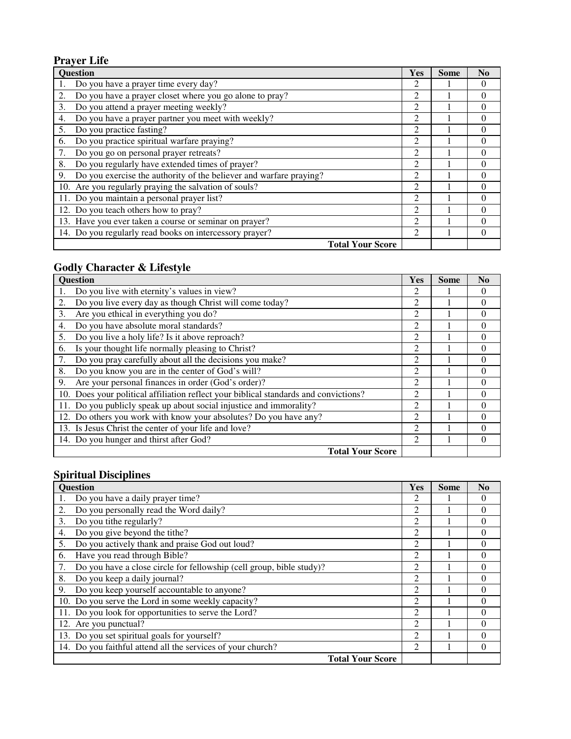## Prayer Life

| Question | Yes | Some | No |
|---|---|---|---|
| 1. Do you have a prayer time every day? | 2 | 1 | 0 |
| 2. Do you have a prayer closet where you go alone to pray? | 2 | 1 | 0 |
| 3. Do you attend a prayer meeting weekly? | 2 | 1 | 0 |
| 4. Do you have a prayer partner you meet with weekly? | 2 | 1 | 0 |
| 5. Do you practice fasting? | 2 | 1 | 0 |
| 6. Do you practice spiritual warfare praying? | 2 | 1 | 0 |
| 7. Do you go on personal prayer retreats? | 2 | 1 | 0 |
| 8. Do you regularly have extended times of prayer? | 2 | 1 | 0 |
| 9. Do you exercise the authority of the believer and warfare praying? | 2 | 1 | 0 |
| 10. Are you regularly praying the salvation of souls? | 2 | 1 | 0 |
| 11. Do you maintain a personal prayer list? | 2 | 1 | 0 |
| 12. Do you teach others how to pray? | 2 | 1 | 0 |
| 13. Have you ever taken a course or seminar on prayer? | 2 | 1 | 0 |
| 14. Do you regularly read books on intercessory prayer? | 2 | 1 | 0 |
| **Total Your Score** | | | |

## Godly Character & Lifestyle

| Question | Yes | Some | No |
|---|---|---|---|
| 1. Do you live with eternity's values in view? | 2 | 1 | 0 |
| 2. Do you live every day as though Christ will come today? | 2 | 1 | 0 |
| 3. Are you ethical in everything you do? | 2 | 1 | 0 |
| 4. Do you have absolute moral standards? | 2 | 1 | 0 |
| 5. Do you live a holy life? Is it above reproach? | 2 | 1 | 0 |
| 6. Is your thought life normally pleasing to Christ? | 2 | 1 | 0 |
| 7. Do you pray carefully about all the decisions you make? | 2 | 1 | 0 |
| 8. Do you know you are in the center of God's will? | 2 | 1 | 0 |
| 9. Are your personal finances in order (God's order)? | 2 | 1 | 0 |
| 10. Does your political affiliation reflect your biblical standards and convictions? | 2 | 1 | 0 |
| 11. Do you publicly speak up about social injustice and immorality? | 2 | 1 | 0 |
| 12. Do others you work with know your absolutes? Do you have any? | 2 | 1 | 0 |
| 13. Is Jesus Christ the center of your life and love? | 2 | 1 | 0 |
| 14. Do you hunger and thirst after God? | 2 | 1 | 0 |
| **Total Your Score** | | | |

## Spiritual Disciplines

| Question | Yes | Some | No |
|---|---|---|---|
| 1. Do you have a daily prayer time? | 2 | 1 | 0 |
| 2. Do you personally read the Word daily? | 2 | 1 | 0 |
| 3. Do you tithe regularly? | 2 | 1 | 0 |
| 4. Do you give beyond the tithe? | 2 | 1 | 0 |
| 5. Do you actively thank and praise God out loud? | 2 | 1 | 0 |
| 6. Have you read through Bible? | 2 | 1 | 0 |
| 7. Do you have a close circle for fellowship (cell group, bible study)? | 2 | 1 | 0 |
| 8. Do you keep a daily journal? | 2 | 1 | 0 |
| 9. Do you keep yourself accountable to anyone? | 2 | 1 | 0 |
| 10. Do you serve the Lord in some weekly capacity? | 2 | 1 | 0 |
| 11. Do you look for opportunities to serve the Lord? | 2 | 1 | 0 |
| 12. Are you punctual? | 2 | 1 | 0 |
| 13. Do you set spiritual goals for yourself? | 2 | 1 | 0 |
| 14. Do you faithful attend all the services of your church? | 2 | 1 | 0 |
| **Total Your Score** | | | |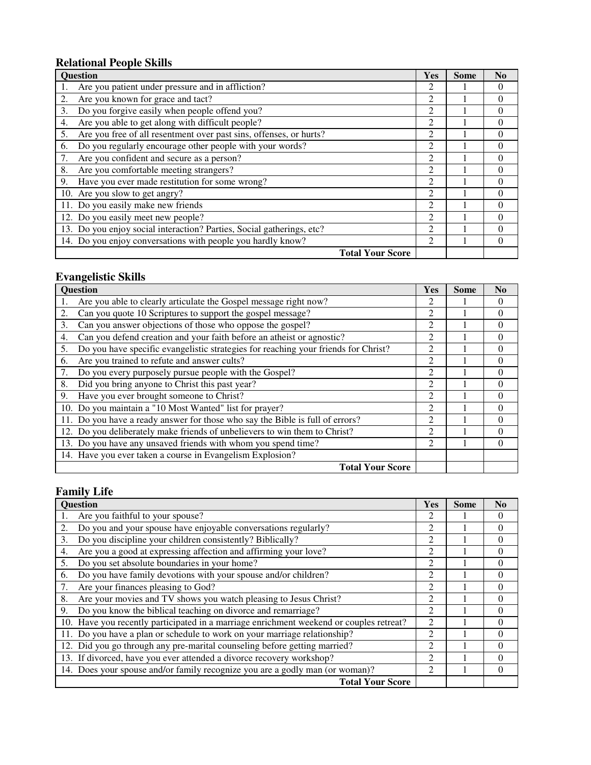## Relational People Skills

| Question | Yes | Some | No |
|---|---|---|---|
| 1. Are you patient under pressure and in affliction? | 2 | 1 | 0 |
| 2. Are you known for grace and tact? | 2 | 1 | 0 |
| 3. Do you forgive easily when people offend you? | 2 | 1 | 0 |
| 4. Are you able to get along with difficult people? | 2 | 1 | 0 |
| 5. Are you free of all resentment over past sins, offenses, or hurts? | 2 | 1 | 0 |
| 6. Do you regularly encourage other people with your words? | 2 | 1 | 0 |
| 7. Are you confident and secure as a person? | 2 | 1 | 0 |
| 8. Are you comfortable meeting strangers? | 2 | 1 | 0 |
| 9. Have you ever made restitution for some wrong? | 2 | 1 | 0 |
| 10. Are you slow to get angry? | 2 | 1 | 0 |
| 11. Do you easily make new friends | 2 | 1 | 0 |
| 12. Do you easily meet new people? | 2 | 1 | 0 |
| 13. Do you enjoy social interaction? Parties, Social gatherings, etc? | 2 | 1 | 0 |
| 14. Do you enjoy conversations with people you hardly know? | 2 | 1 | 0 |
| **Total Your Score** | | | |

## Evangelistic Skills

| Question | Yes | Some | No |
|---|---|---|---|
| 1. Are you able to clearly articulate the Gospel message right now? | 2 | 1 | 0 |
| 2. Can you quote 10 Scriptures to support the gospel message? | 2 | 1 | 0 |
| 3. Can you answer objections of those who oppose the gospel? | 2 | 1 | 0 |
| 4. Can you defend creation and your faith before an atheist or agnostic? | 2 | 1 | 0 |
| 5. Do you have specific evangelistic strategies for reaching your friends for Christ? | 2 | 1 | 0 |
| 6. Are you trained to refute and answer cults? | 2 | 1 | 0 |
| 7. Do you every purposely pursue people with the Gospel? | 2 | 1 | 0 |
| 8. Did you bring anyone to Christ this past year? | 2 | 1 | 0 |
| 9. Have you ever brought someone to Christ? | 2 | 1 | 0 |
| 10. Do you maintain a "10 Most Wanted" list for prayer? | 2 | 1 | 0 |
| 11. Do you have a ready answer for those who say the Bible is full of errors? | 2 | 1 | 0 |
| 12. Do you deliberately make friends of unbelievers to win them to Christ? | 2 | 1 | 0 |
| 13. Do you have any unsaved friends with whom you spend time? | 2 | 1 | 0 |
| 14. Have you ever taken a course in Evangelism Explosion? | | | |
| **Total Your Score** | | | |

## Family Life

| Question | Yes | Some | No |
|---|---|---|---|
| 1. Are you faithful to your spouse? | 2 | 1 | 0 |
| 2. Do you and your spouse have enjoyable conversations regularly? | 2 | 1 | 0 |
| 3. Do you discipline your children consistently? Biblically? | 2 | 1 | 0 |
| 4. Are you a good at expressing affection and affirming your love? | 2 | 1 | 0 |
| 5. Do you set absolute boundaries in your home? | 2 | 1 | 0 |
| 6. Do you have family devotions with your spouse and/or children? | 2 | 1 | 0 |
| 7. Are your finances pleasing to God? | 2 | 1 | 0 |
| 8. Are your movies and TV shows you watch pleasing to Jesus Christ? | 2 | 1 | 0 |
| 9. Do you know the biblical teaching on divorce and remarriage? | 2 | 1 | 0 |
| 10. Have you recently participated in a marriage enrichment weekend or couples retreat? | 2 | 1 | 0 |
| 11. Do you have a plan or schedule to work on your marriage relationship? | 2 | 1 | 0 |
| 12. Did you go through any pre-marital counseling before getting married? | 2 | 1 | 0 |
| 13. If divorced, have you ever attended a divorce recovery workshop? | 2 | 1 | 0 |
| 14. Does your spouse and/or family recognize you are a godly man (or woman)? | 2 | 1 | 0 |
| **Total Your Score** | | | |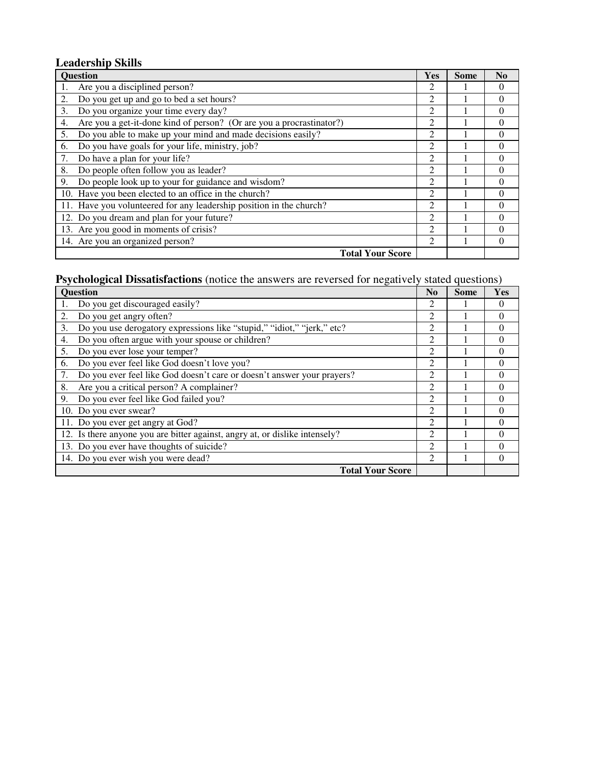### Leadership Skills

| Question | Yes | Some | No |
|---|---|---|---|
| 1. Are you a disciplined person? | 2 | 1 | 0 |
| 2. Do you get up and go to bed a set hours? | 2 | 1 | 0 |
| 3. Do you organize your time every day? | 2 | 1 | 0 |
| 4. Are you a get-it-done kind of person? (Or are you a procrastinator?) | 2 | 1 | 0 |
| 5. Do you able to make up your mind and made decisions easily? | 2 | 1 | 0 |
| 6. Do you have goals for your life, ministry, job? | 2 | 1 | 0 |
| 7. Do have a plan for your life? | 2 | 1 | 0 |
| 8. Do people often follow you as leader? | 2 | 1 | 0 |
| 9. Do people look up to your for guidance and wisdom? | 2 | 1 | 0 |
| 10. Have you been elected to an office in the church? | 2 | 1 | 0 |
| 11. Have you volunteered for any leadership position in the church? | 2 | 1 | 0 |
| 12. Do you dream and plan for your future? | 2 | 1 | 0 |
| 13. Are you good in moments of crisis? | 2 | 1 | 0 |
| 14. Are you an organized person? | 2 | 1 | 0 |
| **Total Your Score** | | | |

### **Psychological Dissatisfactions** (notice the answers are reversed for negatively stated questions)

| Question | No | Some | Yes |
|---|---|---|---|
| 1. Do you get discouraged easily? | 2 | 1 | 0 |
| 2. Do you get angry often? | 2 | 1 | 0 |
| 3. Do you use derogatory expressions like "stupid," "idiot," "jerk," etc? | 2 | 1 | 0 |
| 4. Do you often argue with your spouse or children? | 2 | 1 | 0 |
| 5. Do you ever lose your temper? | 2 | 1 | 0 |
| 6. Do you ever feel like God doesn't love you? | 2 | 1 | 0 |
| 7. Do you ever feel like God doesn't care or doesn't answer your prayers? | 2 | 1 | 0 |
| 8. Are you a critical person? A complainer? | 2 | 1 | 0 |
| 9. Do you ever feel like God failed you? | 2 | 1 | 0 |
| 10. Do you ever swear? | 2 | 1 | 0 |
| 11. Do you ever get angry at God? | 2 | 1 | 0 |
| 12. Is there anyone you are bitter against, angry at, or dislike intensely? | 2 | 1 | 0 |
| 13. Do you ever have thoughts of suicide? | 2 | 1 | 0 |
| 14. Do you ever wish you were dead? | 2 | 1 | 0 |
| **Total Your Score** | | | |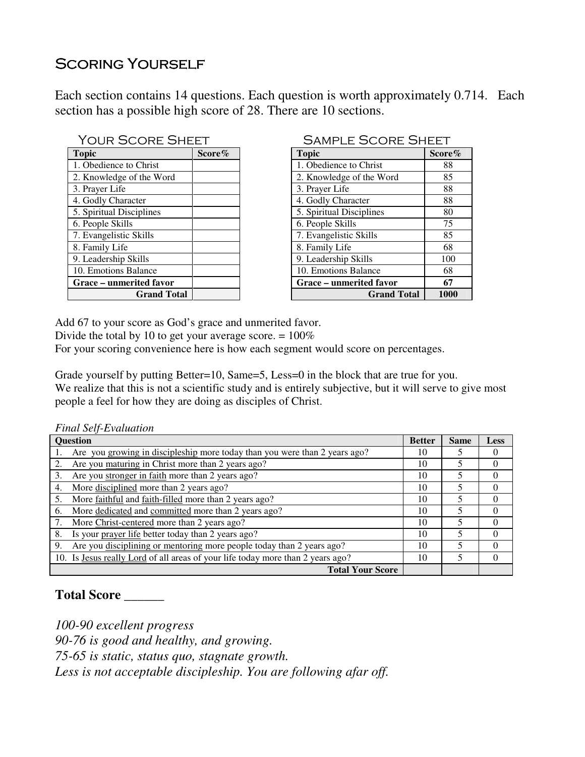# Scoring Yourself

Each section contains 14 questions. Each question is worth approximately 0.714. Each section has a possible high score of 28. There are 10 sections.

### Your Score Sheet

| Topic | Score% |
|---|---|
| 1. Obedience to Christ | |
| 2. Knowledge of the Word | |
| 3. Prayer Life | |
| 4. Godly Character | |
| 5. Spiritual Disciplines | |
| 6. People Skills | |
| 7. Evangelistic Skills | |
| 8. Family Life | |
| 9. Leadership Skills | |
| 10. Emotions Balance | |
| **Grace – unmerited favor** | |
| **Grand Total** | |

### Sample Score Sheet

| Topic | Score% |
|---|---|
| 1. Obedience to Christ | 88 |
| 2. Knowledge of the Word | 85 |
| 3. Prayer Life | 88 |
| 4. Godly Character | 88 |
| 5. Spiritual Disciplines | 80 |
| 6. People Skills | 75 |
| 7. Evangelistic Skills | 85 |
| 8. Family Life | 68 |
| 9. Leadership Skills | 100 |
| 10. Emotions Balance | 68 |
| **Grace – unmerited favor** | **67** |
| **Grand Total** | **1000** |

Add 67 to your score as God's grace and unmerited favor.
Divide the total by 10 to get your average score. = 100%
For your scoring convenience here is how each segment would score on percentages.

Grade yourself by putting Better=10, Same=5, Less=0 in the block that are true for you.
We realize that this is not a scientific study and is entirely subjective, but it will serve to give most people a feel for how they are doing as disciples of Christ.

*Final Self-Evaluation*

| Question | Better | Same | Less |
|---|---|---|---|
| 1. Are you growing in discipleship more today than you were than 2 years ago? | 10 | 5 | 0 |
| 2. Are you maturing in Christ more than 2 years ago? | 10 | 5 | 0 |
| 3. Are you stronger in faith more than 2 years ago? | 10 | 5 | 0 |
| 4. More disciplined more than 2 years ago? | 10 | 5 | 0 |
| 5. More faithful and faith-filled more than 2 years ago? | 10 | 5 | 0 |
| 6. More dedicated and committed more than 2 years ago? | 10 | 5 | 0 |
| 7. More Christ-centered more than 2 years ago? | 10 | 5 | 0 |
| 8. Is your prayer life better today than 2 years ago? | 10 | 5 | 0 |
| 9. Are you disciplining or mentoring more people today than 2 years ago? | 10 | 5 | 0 |
| 10. Is Jesus really Lord of all areas of your life today more than 2 years ago? | 10 | 5 | 0 |
| **Total Your Score** | | | |

**Total Score ______**

*100-90 excellent progress*
*90-76 is good and healthy, and growing.*
*75-65 is static, status quo, stagnate growth.*
*Less is not acceptable discipleship. You are following afar off.*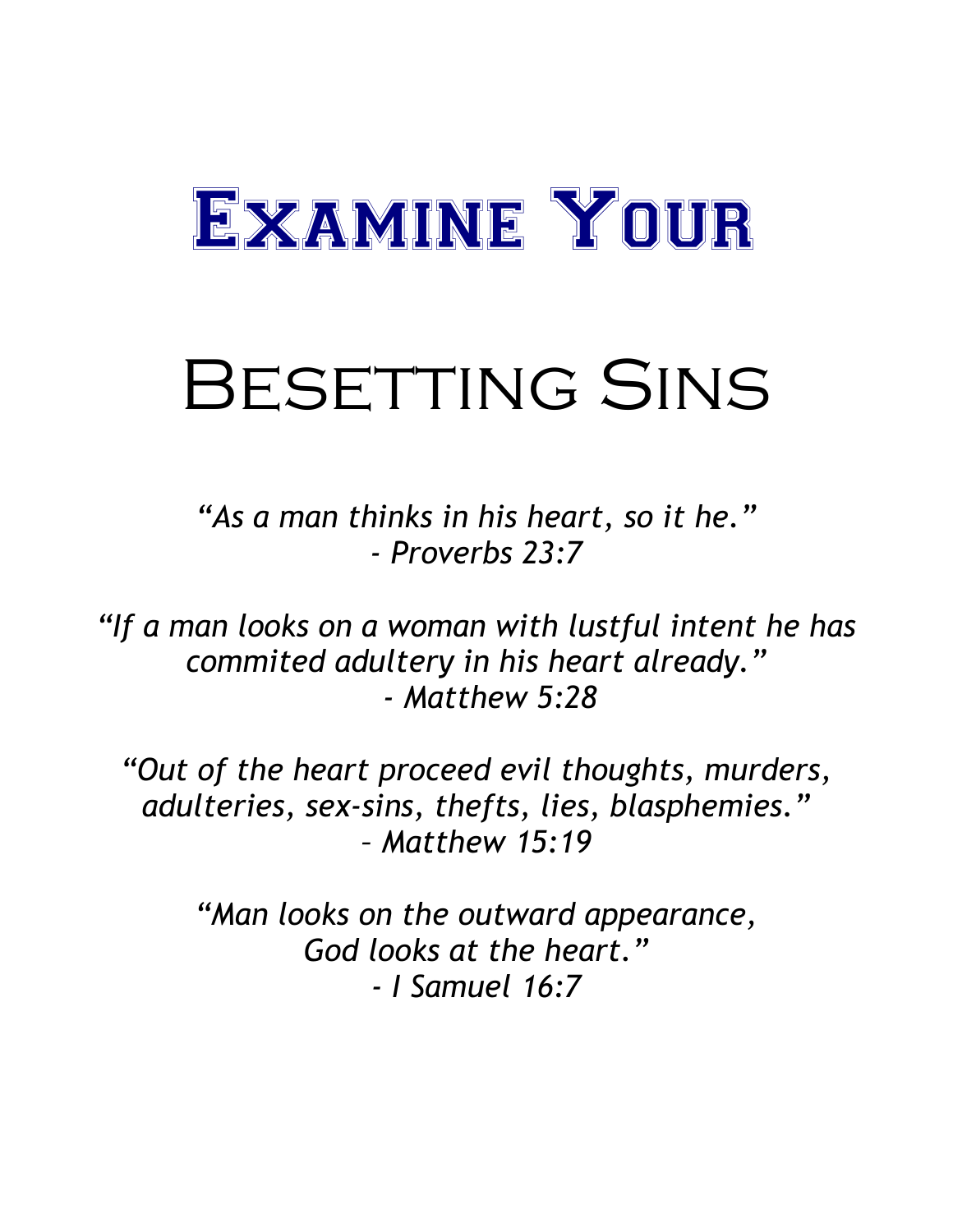# Examine Your

# Besetting Sins

*"As a man thinks in his heart, so it he."*
*- Proverbs 23:7*

*"If a man looks on a woman with lustful intent he has commited adultery in his heart already."*
*- Matthew 5:28*

*"Out of the heart proceed evil thoughts, murders, adulteries, sex-sins, thefts, lies, blasphemies."*
*– Matthew 15:19*

*"Man looks on the outward appearance, God looks at the heart."*
*- I Samuel 16:7*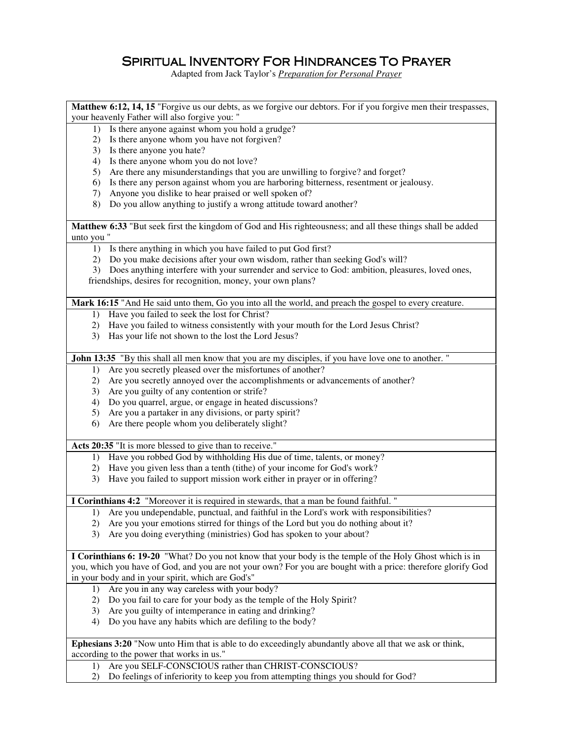# Spiritual Inventory For Hindrances To Prayer

Adapted from Jack Taylor's *Preparation for Personal Prayer*

**Matthew 6:12, 14, 15** "Forgive us our debts, as we forgive our debtors. For if you forgive men their trespasses, your heavenly Father will also forgive you: "

1) Is there anyone against whom you hold a grudge?
2) Is there anyone whom you have not forgiven?
3) Is there anyone you hate?
4) Is there anyone whom you do not love?
5) Are there any misunderstandings that you are unwilling to forgive? and forget?
6) Is there any person against whom you are harboring bitterness, resentment or jealousy.
7) Anyone you dislike to hear praised or well spoken of?
8) Do you allow anything to justify a wrong attitude toward another?

**Matthew 6:33** "But seek first the kingdom of God and His righteousness; and all these things shall be added unto you "

1) Is there anything in which you have failed to put God first?
2) Do you make decisions after your own wisdom, rather than seeking God's will?
3) Does anything interfere with your surrender and service to God: ambition, pleasures, loved ones, friendships, desires for recognition, money, your own plans?

**Mark 16:15** "And He said unto them, Go you into all the world, and preach the gospel to every creature.

1) Have you failed to seek the lost for Christ?
2) Have you failed to witness consistently with your mouth for the Lord Jesus Christ?
3) Has your life not shown to the lost the Lord Jesus?

**John 13:35** "By this shall all men know that you are my disciples, if you have love one to another. "

1) Are you secretly pleased over the misfortunes of another?
2) Are you secretly annoyed over the accomplishments or advancements of another?
3) Are you guilty of any contention or strife?
4) Do you quarrel, argue, or engage in heated discussions?
5) Are you a partaker in any divisions, or party spirit?
6) Are there people whom you deliberately slight?

**Acts 20:35** "It is more blessed to give than to receive."

1) Have you robbed God by withholding His due of time, talents, or money?
2) Have you given less than a tenth (tithe) of your income for God's work?
3) Have you failed to support mission work either in prayer or in offering?

**I Corinthians 4:2** "Moreover it is required in stewards, that a man be found faithful. "

1) Are you undependable, punctual, and faithful in the Lord's work with responsibilities?
2) Are you your emotions stirred for things of the Lord but you do nothing about it?
3) Are you doing everything (ministries) God has spoken to your about?

**I Corinthians 6: 19-20** "What? Do you not know that your body is the temple of the Holy Ghost which is in you, which you have of God, and you are not your own? For you are bought with a price: therefore glorify God in your body and in your spirit, which are God's"

1) Are you in any way careless with your body?
2) Do you fail to care for your body as the temple of the Holy Spirit?
3) Are you guilty of intemperance in eating and drinking?
4) Do you have any habits which are defiling to the body?

**Ephesians 3:20** "Now unto Him that is able to do exceedingly abundantly above all that we ask or think, according to the power that works in us."

1) Are you SELF-CONSCIOUS rather than CHRIST-CONSCIOUS?
2) Do feelings of inferiority to keep you from attempting things you should for God?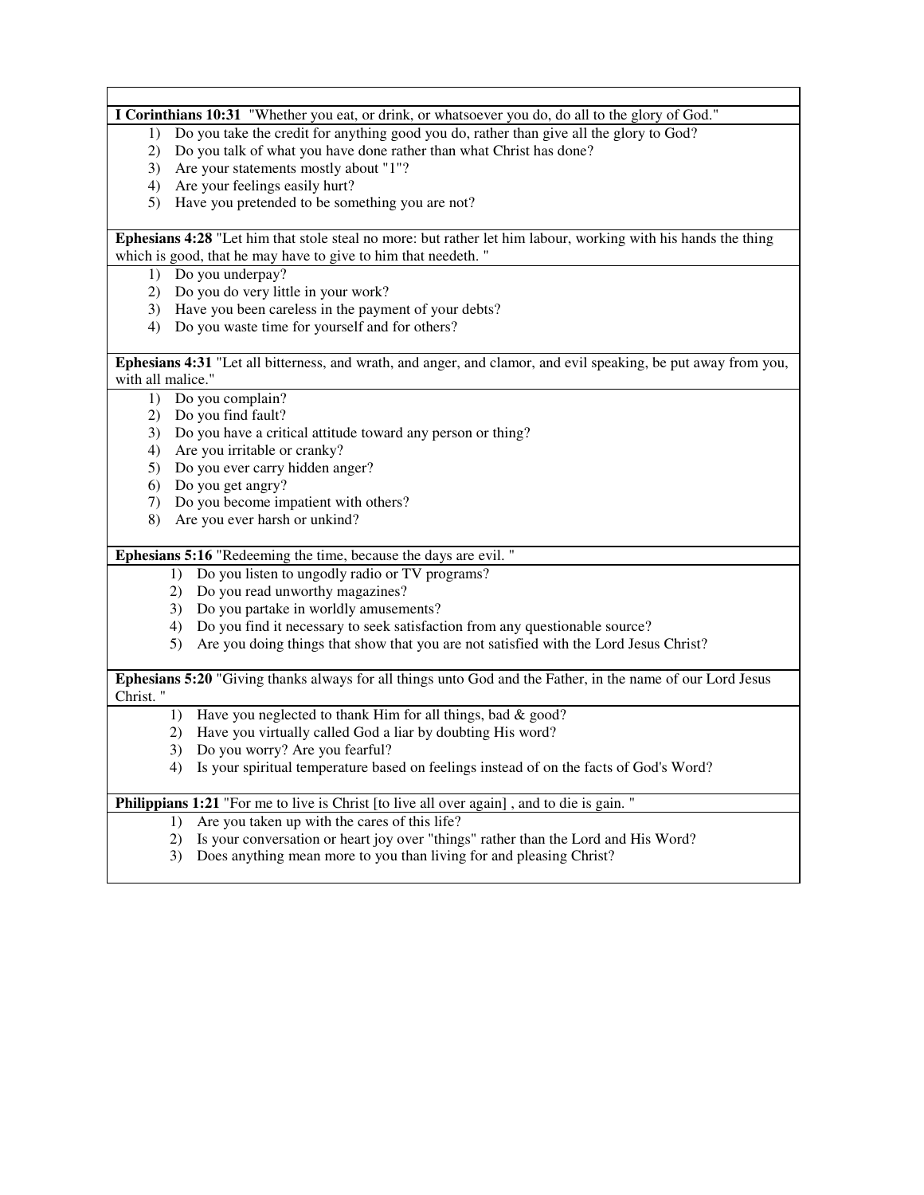**I Corinthians 10:31** "Whether you eat, or drink, or whatsoever you do, do all to the glory of God."

1) Do you take the credit for anything good you do, rather than give all the glory to God?
2) Do you talk of what you have done rather than what Christ has done?
3) Are your statements mostly about "1"?
4) Are your feelings easily hurt?
5) Have you pretended to be something you are not?

**Ephesians 4:28** "Let him that stole steal no more: but rather let him labour, working with his hands the thing which is good, that he may have to give to him that needeth. "

1) Do you underpay?
2) Do you do very little in your work?
3) Have you been careless in the payment of your debts?
4) Do you waste time for yourself and for others?

**Ephesians 4:31** "Let all bitterness, and wrath, and anger, and clamor, and evil speaking, be put away from you, with all malice."

1) Do you complain?
2) Do you find fault?
3) Do you have a critical attitude toward any person or thing?
4) Are you irritable or cranky?
5) Do you ever carry hidden anger?
6) Do you get angry?
7) Do you become impatient with others?
8) Are you ever harsh or unkind?

**Ephesians 5:16** "Redeeming the time, because the days are evil. "

1) Do you listen to ungodly radio or TV programs?
2) Do you read unworthy magazines?
3) Do you partake in worldly amusements?
4) Do you find it necessary to seek satisfaction from any questionable source?
5) Are you doing things that show that you are not satisfied with the Lord Jesus Christ?

**Ephesians 5:20** "Giving thanks always for all things unto God and the Father, in the name of our Lord Jesus Christ. "

1) Have you neglected to thank Him for all things, bad & good?
2) Have you virtually called God a liar by doubting His word?
3) Do you worry? Are you fearful?
4) Is your spiritual temperature based on feelings instead of on the facts of God's Word?

**Philippians 1:21** "For me to live is Christ [to live all over again] , and to die is gain. "

1) Are you taken up with the cares of this life?
2) Is your conversation or heart joy over "things" rather than the Lord and His Word?
3) Does anything mean more to you than living for and pleasing Christ?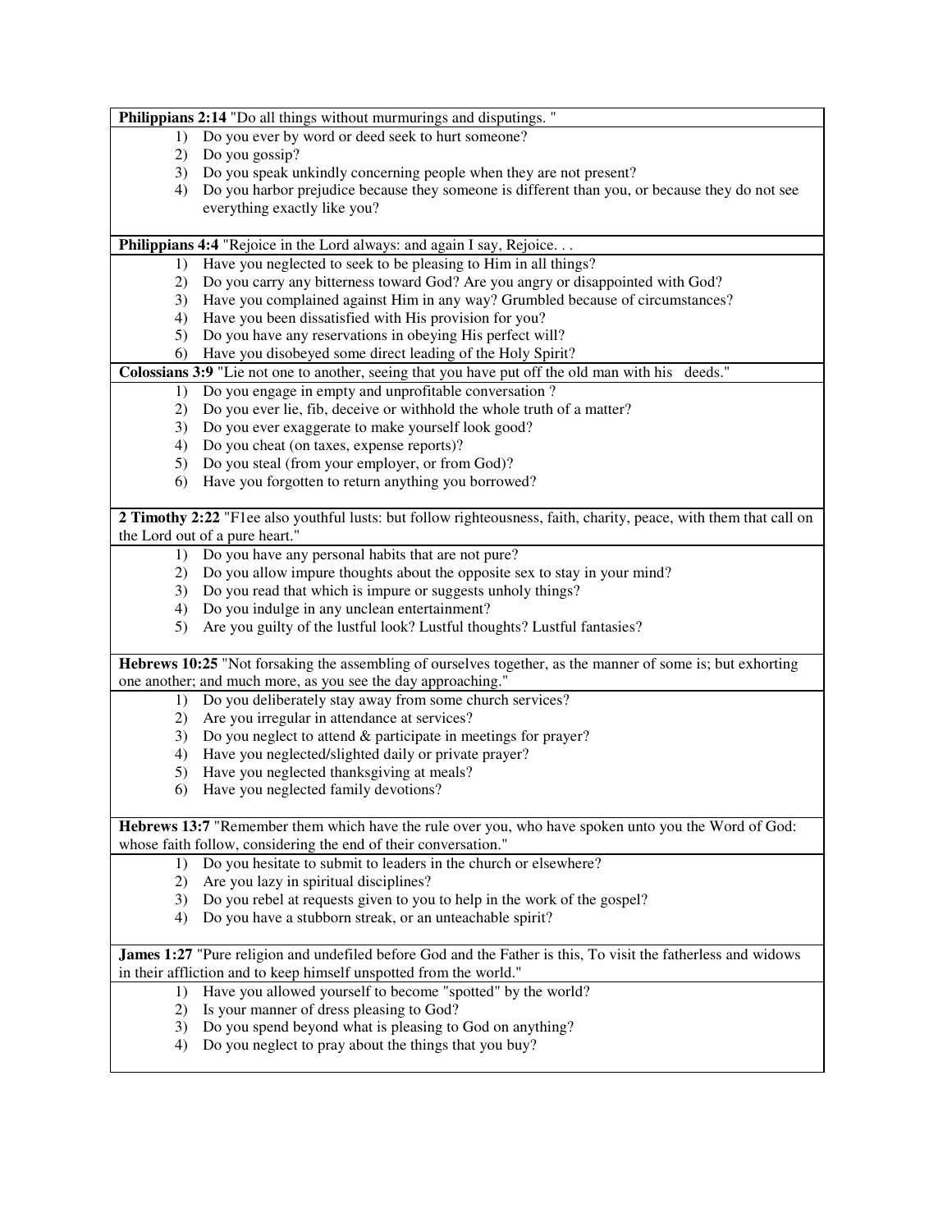**Philippians 2:14** "Do all things without murmurings and disputings. "

1) Do you ever by word or deed seek to hurt someone?
2) Do you gossip?
3) Do you speak unkindly concerning people when they are not present?
4) Do you harbor prejudice because they someone is different than you, or because they do not see everything exactly like you?

**Philippians 4:4** "Rejoice in the Lord always: and again I say, Rejoice. . .

1) Have you neglected to seek to be pleasing to Him in all things?
2) Do you carry any bitterness toward God? Are you angry or disappointed with God?
3) Have you complained against Him in any way? Grumbled because of circumstances?
4) Have you been dissatisfied with His provision for you?
5) Do you have any reservations in obeying His perfect will?
6) Have you disobeyed some direct leading of the Holy Spirit?

**Colossians 3:9** "Lie not one to another, seeing that you have put off the old man with his deeds."

1) Do you engage in empty and unprofitable conversation ?
2) Do you ever lie, fib, deceive or withhold the whole truth of a matter?
3) Do you ever exaggerate to make yourself look good?
4) Do you cheat (on taxes, expense reports)?
5) Do you steal (from your employer, or from God)?
6) Have you forgotten to return anything you borrowed?

**2 Timothy 2:22** "F1ee also youthful lusts: but follow righteousness, faith, charity, peace, with them that call on the Lord out of a pure heart."

1) Do you have any personal habits that are not pure?
2) Do you allow impure thoughts about the opposite sex to stay in your mind?
3) Do you read that which is impure or suggests unholy things?
4) Do you indulge in any unclean entertainment?
5) Are you guilty of the lustful look? Lustful thoughts? Lustful fantasies?

**Hebrews 10:25** "Not forsaking the assembling of ourselves together, as the manner of some is; but exhorting one another; and much more, as you see the day approaching."

1) Do you deliberately stay away from some church services?
2) Are you irregular in attendance at services?
3) Do you neglect to attend & participate in meetings for prayer?
4) Have you neglected/slighted daily or private prayer?
5) Have you neglected thanksgiving at meals?
6) Have you neglected family devotions?

**Hebrews 13:7** "Remember them which have the rule over you, who have spoken unto you the Word of God: whose faith follow, considering the end of their conversation."

1) Do you hesitate to submit to leaders in the church or elsewhere?
2) Are you lazy in spiritual disciplines?
3) Do you rebel at requests given to you to help in the work of the gospel?
4) Do you have a stubborn streak, or an unteachable spirit?

**James 1:27** "Pure religion and undefiled before God and the Father is this, To visit the fatherless and widows in their affliction and to keep himself unspotted from the world."

1) Have you allowed yourself to become "spotted" by the world?
2) Is your manner of dress pleasing to God?
3) Do you spend beyond what is pleasing to God on anything?
4) Do you neglect to pray about the things that you buy?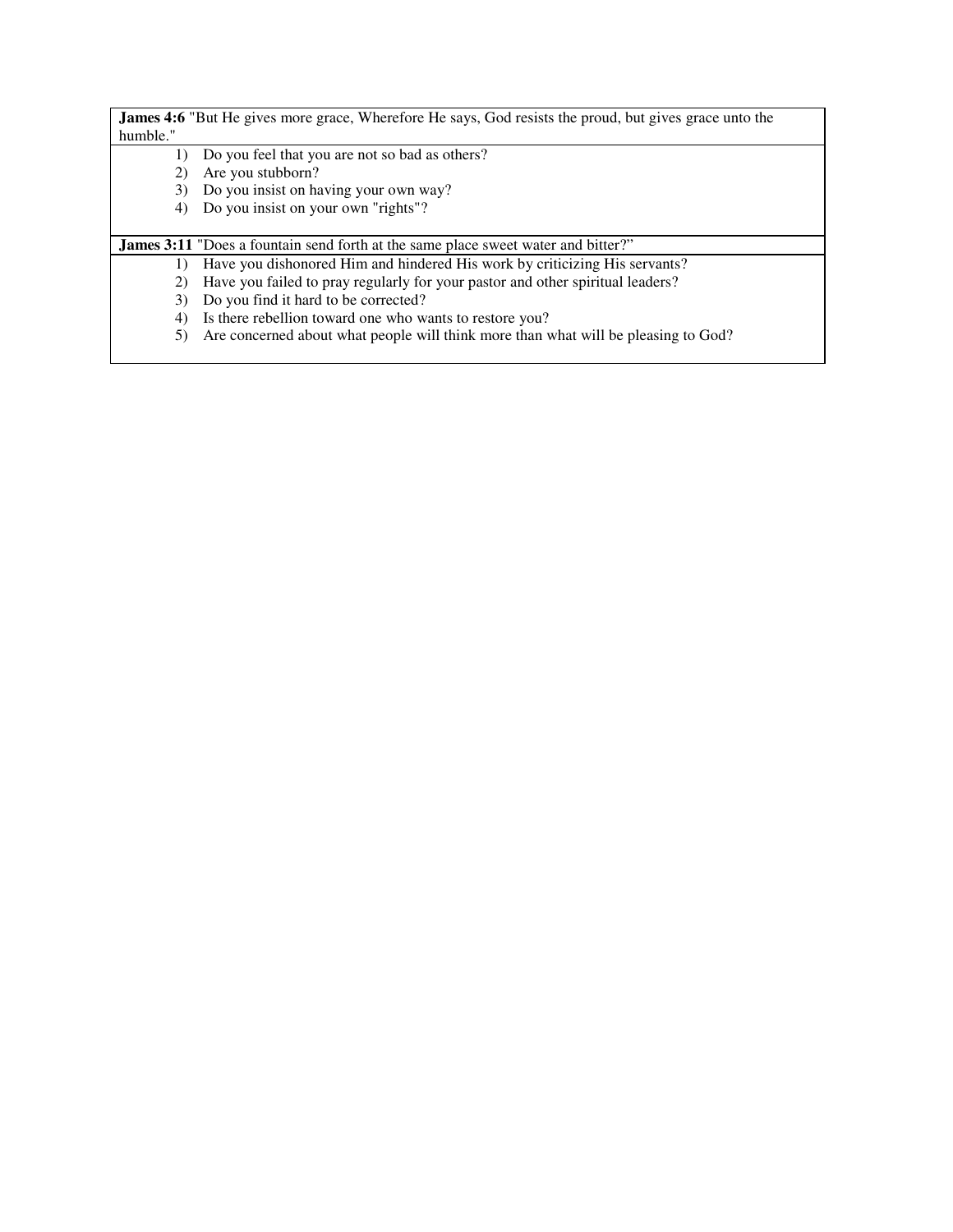**James 4:6** "But He gives more grace, Wherefore He says, God resists the proud, but gives grace unto the humble."

1) Do you feel that you are not so bad as others?
2) Are you stubborn?
3) Do you insist on having your own way?
4) Do you insist on your own "rights"?

**James 3:11** "Does a fountain send forth at the same place sweet water and bitter?"

1) Have you dishonored Him and hindered His work by criticizing His servants?
2) Have you failed to pray regularly for your pastor and other spiritual leaders?
3) Do you find it hard to be corrected?
4) Is there rebellion toward one who wants to restore you?
5) Are concerned about what people will think more than what will be pleasing to God?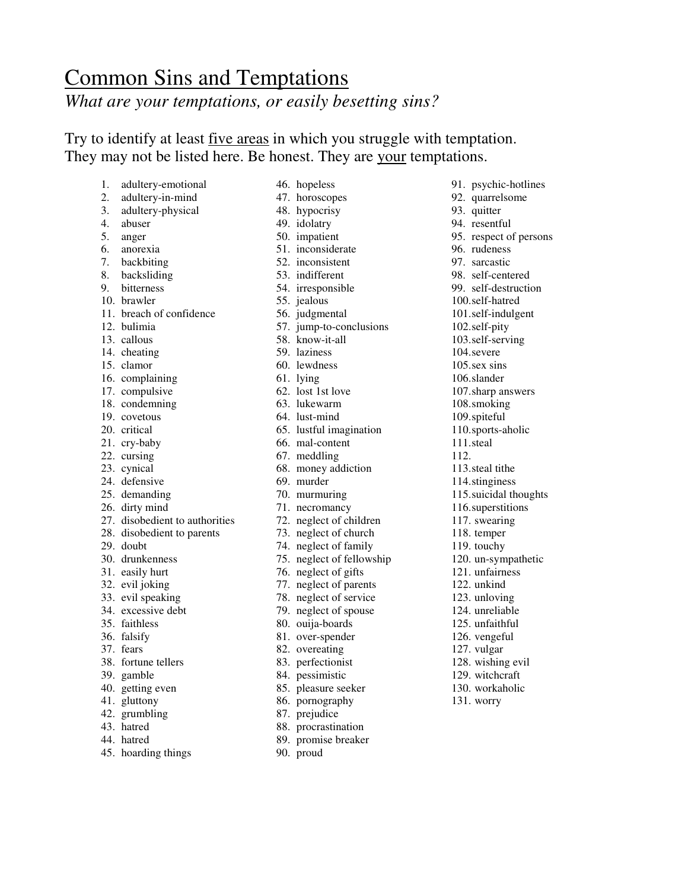# <u>Common Sins and Temptations</u>

*What are your temptations, or easily besetting sins?*

Try to identify at least <u>five areas</u> in which you struggle with temptation. They may not be listed here. Be honest. They are <u>your</u> temptations.

1. adultery-emotional
2. adultery-in-mind
3. adultery-physical
4. abuser
5. anger
6. anorexia
7. backbiting
8. backsliding
9. bitterness
10. brawler
11. breach of confidence
12. bulimia
13. callous
14. cheating
15. clamor
16. complaining
17. compulsive
18. condemning
19. covetous
20. critical
21. cry-baby
22. cursing
23. cynical
24. defensive
25. demanding
26. dirty mind
27. disobedient to authorities
28. disobedient to parents
29. doubt
30. drunkenness
31. easily hurt
32. evil joking
33. evil speaking
34. excessive debt
35. faithless
36. falsify
37. fears
38. fortune tellers
39. gamble
40. getting even
41. gluttony
42. grumbling
43. hatred
44. hatred
45. hoarding things
46. hopeless
47. horoscopes
48. hypocrisy
49. idolatry
50. impatient
51. inconsiderate
52. inconsistent
53. indifferent
54. irresponsible
55. jealous
56. judgmental
57. jump-to-conclusions
58. know-it-all
59. laziness
60. lewdness
61. lying
62. lost 1st love
63. lukewarm
64. lust-mind
65. lustful imagination
66. mal-content
67. meddling
68. money addiction
69. murder
70. murmuring
71. necromancy
72. neglect of children
73. neglect of church
74. neglect of family
75. neglect of fellowship
76. neglect of gifts
77. neglect of parents
78. neglect of service
79. neglect of spouse
80. ouija-boards
81. over-spender
82. overeating
83. perfectionist
84. pessimistic
85. pleasure seeker
86. pornography
87. prejudice
88. procrastination
89. promise breaker
90. proud
91. psychic-hotlines
92. quarrelsome
93. quitter
94. resentful
95. respect of persons
96. rudeness
97. sarcastic
98. self-centered
99. self-destruction
100. self-hatred
101. self-indulgent
102. self-pity
103. self-serving
104. severe
105. sex sins
106. slander
107. sharp answers
108. smoking
109. spiteful
110. sports-aholic
111. steal
112. 
113. steal tithe
114. stinginess
115. suicidal thoughts
116. superstitions
117. swearing
118. temper
119. touchy
120. un-sympathetic
121. unfairness
122. unkind
123. unloving
124. unreliable
125. unfaithful
126. vengeful
127. vulgar
128. wishing evil
129. witchcraft
130. workaholic
131. worry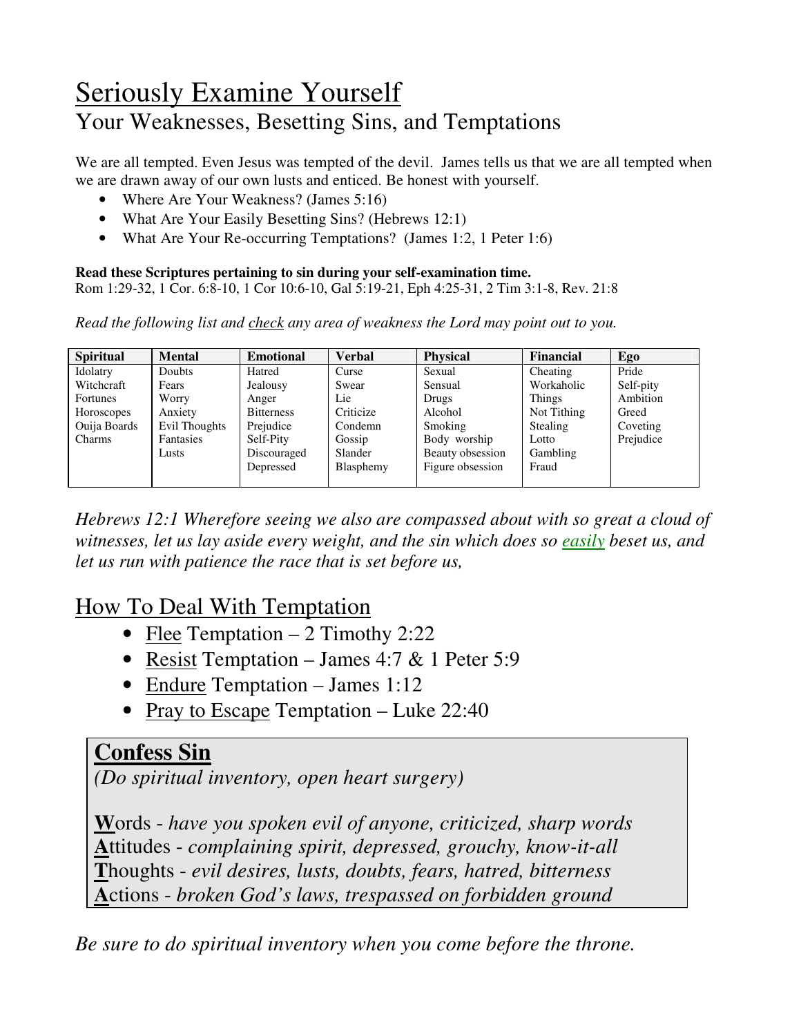# Seriously Examine Yourself

## Your Weaknesses, Besetting Sins, and Temptations

We are all tempted. Even Jesus was tempted of the devil. James tells us that we are all tempted when we are drawn away of our own lusts and enticed. Be honest with yourself.

- Where Are Your Weakness? (James 5:16)
- What Are Your Easily Besetting Sins? (Hebrews 12:1)
- What Are Your Re-occurring Temptations? (James 1:2, 1 Peter 1:6)

**Read these Scriptures pertaining to sin during your self-examination time.**
Rom 1:29-32, 1 Cor. 6:8-10, 1 Cor 10:6-10, Gal 5:19-21, Eph 4:25-31, 2 Tim 3:1-8, Rev. 21:8

*Read the following list and check any area of weakness the Lord may point out to you.*

| Spiritual | Mental | Emotional | Verbal | Physical | Financial | Ego |
|---|---|---|---|---|---|---|
| Idolatry | Doubts | Hatred | Curse | Sexual | Cheating | Pride |
| Witchcraft | Fears | Jealousy | Swear | Sensual | Workaholic | Self-pity |
| Fortunes | Worry | Anger | Lie | Drugs | Things | Ambition |
| Horoscopes | Anxiety | Bitterness | Criticize | Alcohol | Not Tithing | Greed |
| Ouija Boards | Evil Thoughts | Prejudice | Condemn | Smoking | Stealing | Coveting |
| Charms | Fantasies | Self-Pity | Gossip | Body worship | Lotto | Prejudice |
| | Lusts | Discouraged | Slander | Beauty obsession | Gambling | |
| | | Depressed | Blasphemy | Figure obsession | Fraud | |

*Hebrews 12:1 Wherefore seeing we also are compassed about with so great a cloud of witnesses, let us lay aside every weight, and the sin which does so easily beset us, and let us run with patience the race that is set before us,*

## How To Deal With Temptation

- Flee Temptation – 2 Timothy 2:22
- Resist Temptation – James 4:7 & 1 Peter 5:9
- Endure Temptation – James 1:12
- Pray to Escape Temptation – Luke 22:40

## Confess Sin

*(Do spiritual inventory, open heart surgery)*

**W**ords - *have you spoken evil of anyone, criticized, sharp words*
**A**ttitudes - *complaining spirit, depressed, grouchy, know-it-all*
**T**houghts - *evil desires, lusts, doubts, fears, hatred, bitterness*
**A**ctions - *broken God's laws, trespassed on forbidden ground*

*Be sure to do spiritual inventory when you come before the throne.*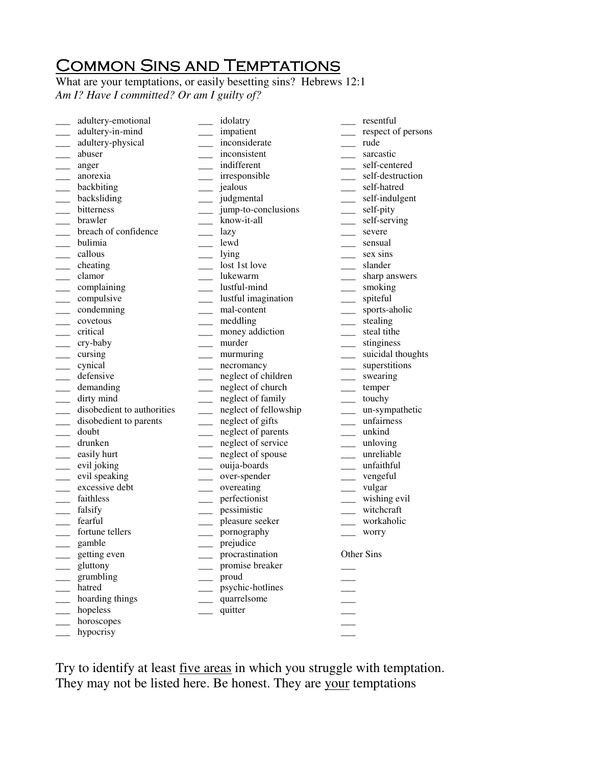# Common Sins and Temptations

What are your temptations, or easily besetting sins? Hebrews 12:1

*Am I? Have I committed? Or am I guilty of?*

- ___ adultery-emotional
- ___ adultery-in-mind
- ___ adultery-physical
- ___ abuser
- ___ anger
- ___ anorexia
- ___ backbiting
- ___ backsliding
- ___ bitterness
- ___ brawler
- ___ breach of confidence
- ___ bulimia
- ___ callous
- ___ cheating
- ___ clamor
- ___ complaining
- ___ compulsive
- ___ condemning
- ___ covetous
- ___ critical
- ___ cry-baby
- ___ cursing
- ___ cynical
- ___ defensive
- ___ demanding
- ___ dirty mind
- ___ disobedient to authorities
- ___ disobedient to parents
- ___ doubt
- ___ drunken
- ___ easily hurt
- ___ evil joking
- ___ evil speaking
- ___ excessive debt
- ___ faithless
- ___ falsify
- ___ fearful
- ___ fortune tellers
- ___ gamble
- ___ getting even
- ___ gluttony
- ___ grumbling
- ___ hatred
- ___ hoarding things
- ___ hopeless
- ___ horoscopes
- ___ hypocrisy
- ___ idolatry
- ___ impatient
- ___ inconsiderate
- ___ inconsistent
- ___ indifferent
- ___ irresponsible
- ___ jealous
- ___ judgmental
- ___ jump-to-conclusions
- ___ know-it-all
- ___ lazy
- ___ lewd
- ___ lying
- ___ lost 1st love
- ___ lukewarm
- ___ lustful-mind
- ___ lustful imagination
- ___ mal-content
- ___ meddling
- ___ money addiction
- ___ murder
- ___ murmuring
- ___ necromancy
- ___ neglect of children
- ___ neglect of church
- ___ neglect of family
- ___ neglect of fellowship
- ___ neglect of gifts
- ___ neglect of parents
- ___ neglect of service
- ___ neglect of spouse
- ___ ouija-boards
- ___ over-spender
- ___ overeating
- ___ perfectionist
- ___ pessimistic
- ___ pleasure seeker
- ___ pornography
- ___ prejudice
- ___ procrastination
- ___ promise breaker
- ___ proud
- ___ psychic-hotlines
- ___ quarrelsome
- ___ quitter
- ___ resentful
- ___ respect of persons
- ___ rude
- ___ sarcastic
- ___ self-centered
- ___ self-destruction
- ___ self-hatred
- ___ self-indulgent
- ___ self-pity
- ___ self-serving
- ___ severe
- ___ sensual
- ___ sex sins
- ___ slander
- ___ sharp answers
- ___ smoking
- ___ spiteful
- ___ sports-aholic
- ___ stealing
- ___ steal tithe
- ___ stinginess
- ___ suicidal thoughts
- ___ superstitions
- ___ swearing
- ___ temper
- ___ touchy
- ___ un-sympathetic
- ___ unfairness
- ___ unkind
- ___ unloving
- ___ unreliable
- ___ unfaithful
- ___ vengeful
- ___ vulgar
- ___ wishing evil
- ___ witchcraft
- ___ workaholic
- ___ worry

Other Sins

- ___
- ___
- ___
- ___
- ___
- ___

Try to identify at least <u>five areas</u> in which you struggle with temptation. They may not be listed here. Be honest. They are <u>your</u> temptations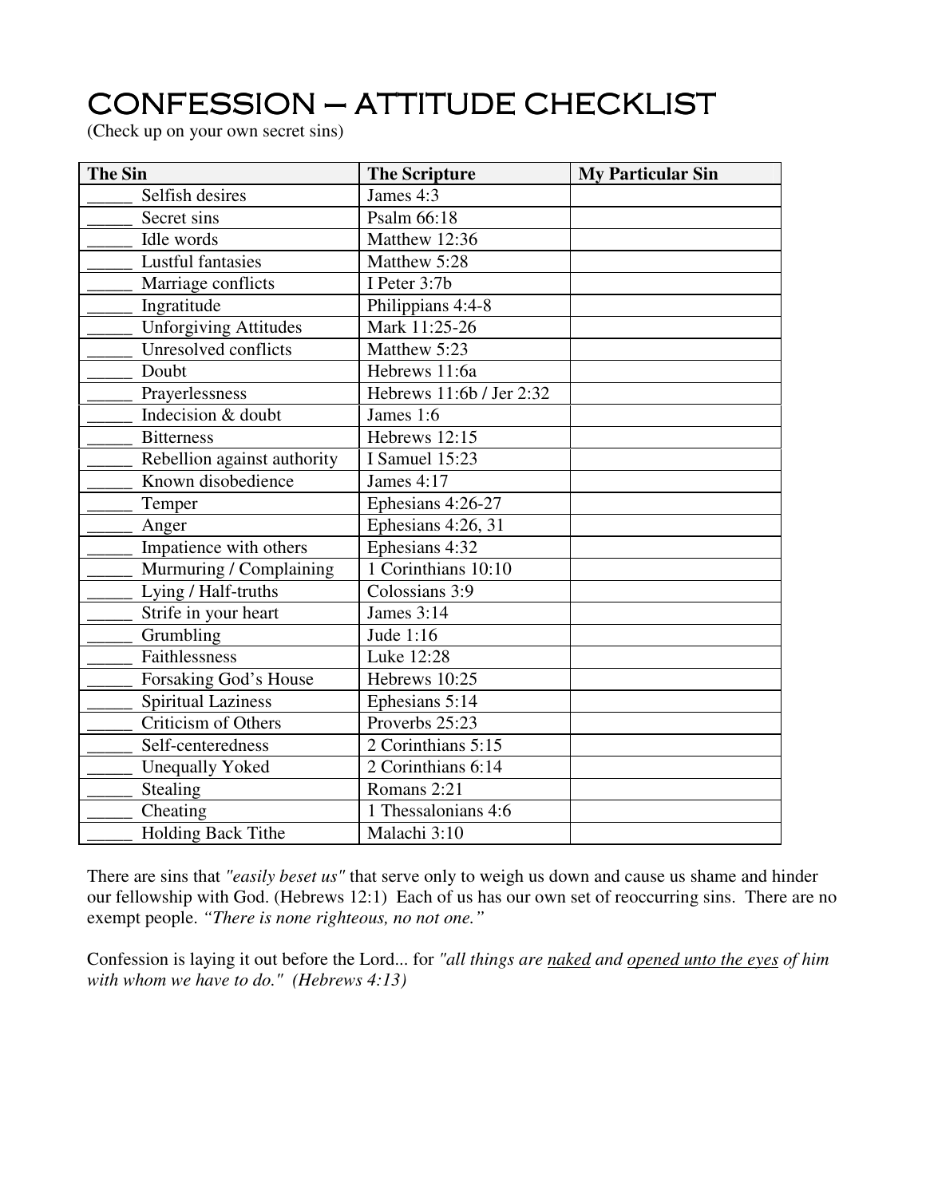# CONFESSION – ATTITUDE CHECKLIST

(Check up on your own secret sins)

| The Sin | The Scripture | My Particular Sin |
|---|---|---|
| _____ Selfish desires | James 4:3 | |
| _____ Secret sins | Psalm 66:18 | |
| _____ Idle words | Matthew 12:36 | |
| _____ Lustful fantasies | Matthew 5:28 | |
| _____ Marriage conflicts | I Peter 3:7b | |
| _____ Ingratitude | Philippians 4:4-8 | |
| _____ Unforgiving Attitudes | Mark 11:25-26 | |
| _____ Unresolved conflicts | Matthew 5:23 | |
| _____ Doubt | Hebrews 11:6a | |
| _____ Prayerlessness | Hebrews 11:6b / Jer 2:32 | |
| _____ Indecision & doubt | James 1:6 | |
| _____ Bitterness | Hebrews 12:15 | |
| _____ Rebellion against authority | I Samuel 15:23 | |
| _____ Known disobedience | James 4:17 | |
| _____ Temper | Ephesians 4:26-27 | |
| _____ Anger | Ephesians 4:26, 31 | |
| _____ Impatience with others | Ephesians 4:32 | |
| _____ Murmuring / Complaining | 1 Corinthians 10:10 | |
| _____ Lying / Half-truths | Colossians 3:9 | |
| _____ Strife in your heart | James 3:14 | |
| _____ Grumbling | Jude 1:16 | |
| _____ Faithlessness | Luke 12:28 | |
| _____ Forsaking God's House | Hebrews 10:25 | |
| _____ Spiritual Laziness | Ephesians 5:14 | |
| _____ Criticism of Others | Proverbs 25:23 | |
| _____ Self-centeredness | 2 Corinthians 5:15 | |
| _____ Unequally Yoked | 2 Corinthians 6:14 | |
| _____ Stealing | Romans 2:21 | |
| _____ Cheating | 1 Thessalonians 4:6 | |
| _____ Holding Back Tithe | Malachi 3:10 | |

There are sins that *"easily beset us"* that serve only to weigh us down and cause us shame and hinder our fellowship with God. (Hebrews 12:1) Each of us has our own set of reoccurring sins. There are no exempt people. *"There is none righteous, no not one."*

Confession is laying it out before the Lord... for *"all things are <u>naked</u> and <u>opened unto the eyes</u> of him with whom we have to do." (Hebrews 4:13)*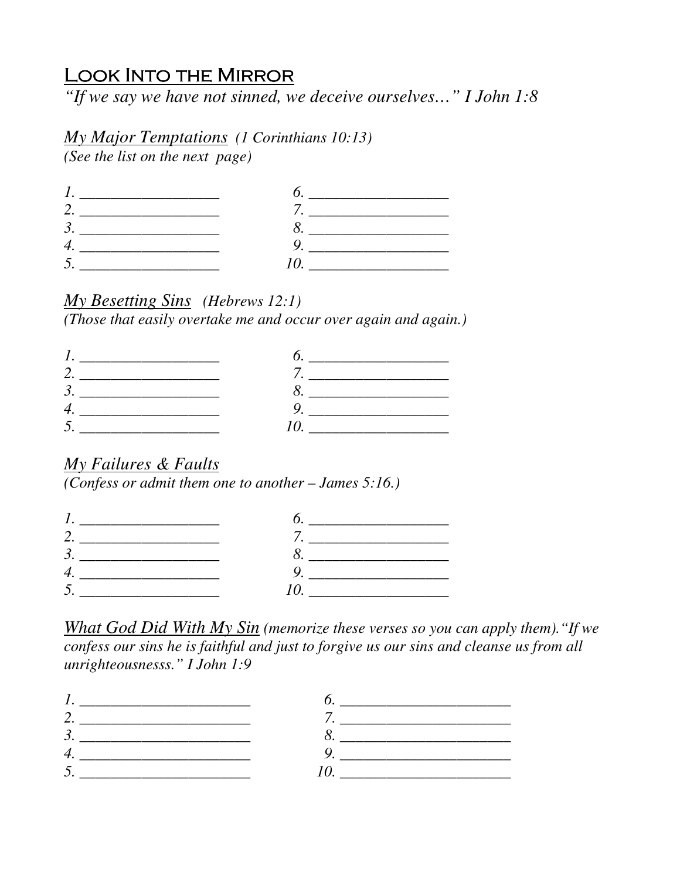# Look Into the Mirror

*"If we say we have not sinned, we deceive ourselves…" I John 1:8*

*My Major Temptations* *(1 Corinthians 10:13)*
*(See the list on the next page)*

| | |
|---|---|
| 1. ________________ | 6. ________________ |
| 2. ________________ | 7. ________________ |
| 3. ________________ | 8. ________________ |
| 4. ________________ | 9. ________________ |
| 5. ________________ | 10. ________________ |

*My Besetting Sins* *(Hebrews 12:1)*
*(Those that easily overtake me and occur over again and again.)*

| | |
|---|---|
| 1. ________________ | 6. ________________ |
| 2. ________________ | 7. ________________ |
| 3. ________________ | 8. ________________ |
| 4. ________________ | 9. ________________ |
| 5. ________________ | 10. ________________ |

*My Failures & Faults*
*(Confess or admit them one to another – James 5:16.)*

| | |
|---|---|
| 1. ________________ | 6. ________________ |
| 2. ________________ | 7. ________________ |
| 3. ________________ | 8. ________________ |
| 4. ________________ | 9. ________________ |
| 5. ________________ | 10. ________________ |

*What God Did With My Sin* *(memorize these verses so you can apply them)."If we confess our sins he is faithful and just to forgive us our sins and cleanse us from all unrighteousnesss." I John 1:9*

| | |
|---|---|
| 1. ____________________ | 6. ____________________ |
| 2. ____________________ | 7. ____________________ |
| 3. ____________________ | 8. ____________________ |
| 4. ____________________ | 9. ____________________ |
| 5. ____________________ | 10. ____________________ |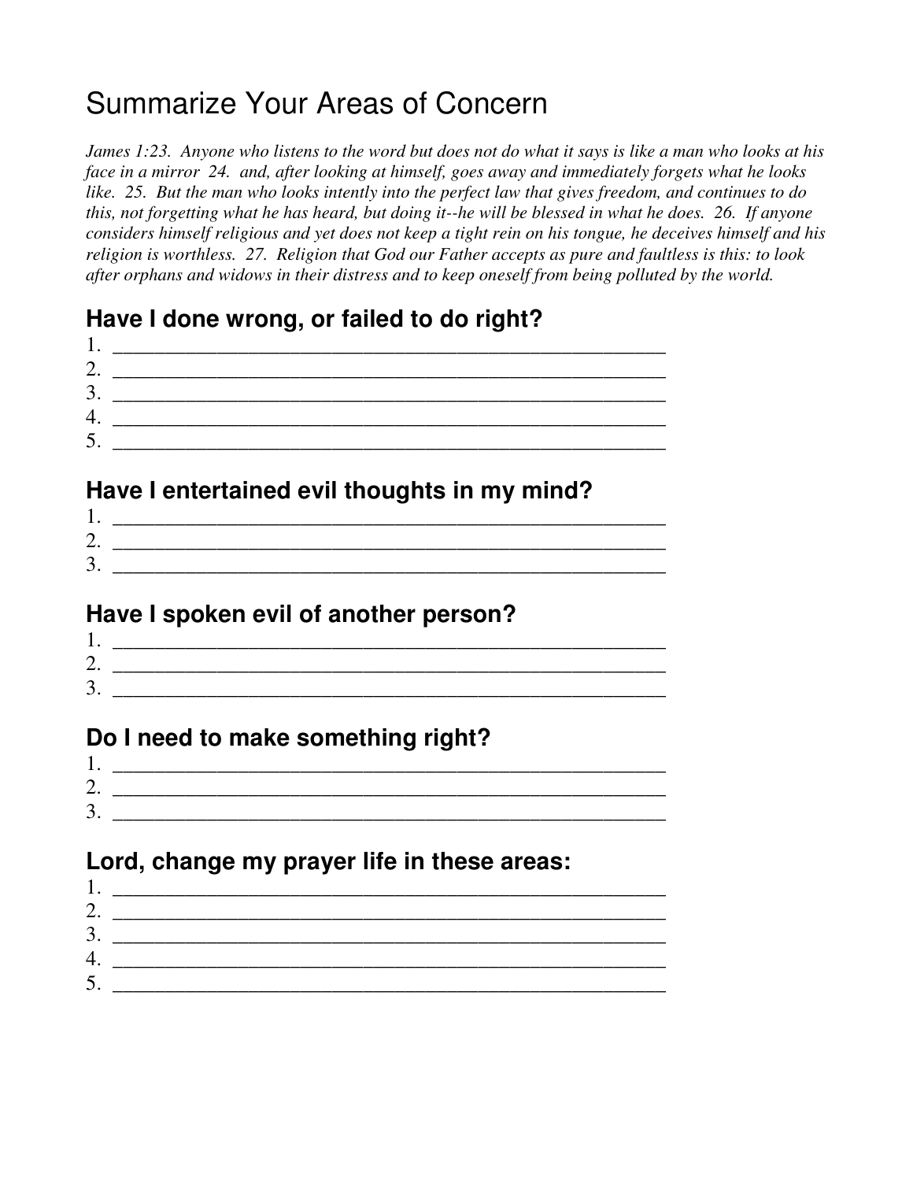# Summarize Your Areas of Concern

*James 1:23. Anyone who listens to the word but does not do what it says is like a man who looks at his face in a mirror 24. and, after looking at himself, goes away and immediately forgets what he looks like. 25. But the man who looks intently into the perfect law that gives freedom, and continues to do this, not forgetting what he has heard, but doing it--he will be blessed in what he does. 26. If anyone considers himself religious and yet does not keep a tight rein on his tongue, he deceives himself and his religion is worthless. 27. Religion that God our Father accepts as pure and faultless is this: to look after orphans and widows in their distress and to keep oneself from being polluted by the world.*

## Have I done wrong, or failed to do right?

1. ____________________________________________________
2. ____________________________________________________
3. ____________________________________________________
4. ____________________________________________________
5. ____________________________________________________

## Have I entertained evil thoughts in my mind?

1. ____________________________________________________
2. ____________________________________________________
3. ____________________________________________________

## Have I spoken evil of another person?

1. ____________________________________________________
2. ____________________________________________________
3. ____________________________________________________

## Do I need to make something right?

1. ____________________________________________________
2. ____________________________________________________
3. ____________________________________________________

## Lord, change my prayer life in these areas:

1. ____________________________________________________
2. ____________________________________________________
3. ____________________________________________________
4. ____________________________________________________
5. ____________________________________________________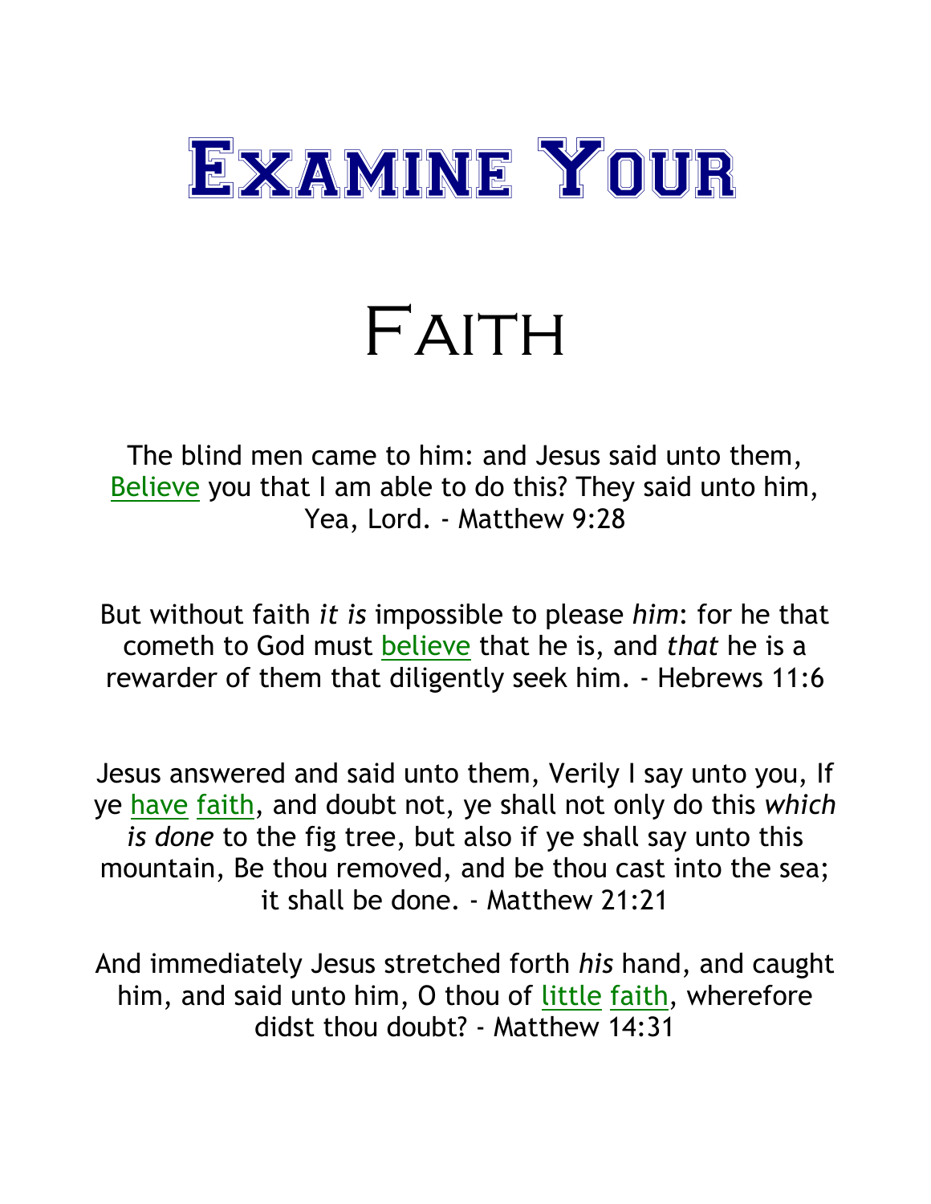# Examine Your

# Faith

The blind men came to him: and Jesus said unto them, Believe you that I am able to do this? They said unto him, Yea, Lord. - Matthew 9:28

But without faith *it is* impossible to please *him*: for he that cometh to God must believe that he is, and *that* he is a rewarder of them that diligently seek him. - Hebrews 11:6

Jesus answered and said unto them, Verily I say unto you, If ye have faith, and doubt not, ye shall not only do this *which is done* to the fig tree, but also if ye shall say unto this mountain, Be thou removed, and be thou cast into the sea; it shall be done. - Matthew 21:21

And immediately Jesus stretched forth *his* hand, and caught him, and said unto him, O thou of little faith, wherefore didst thou doubt? - Matthew 14:31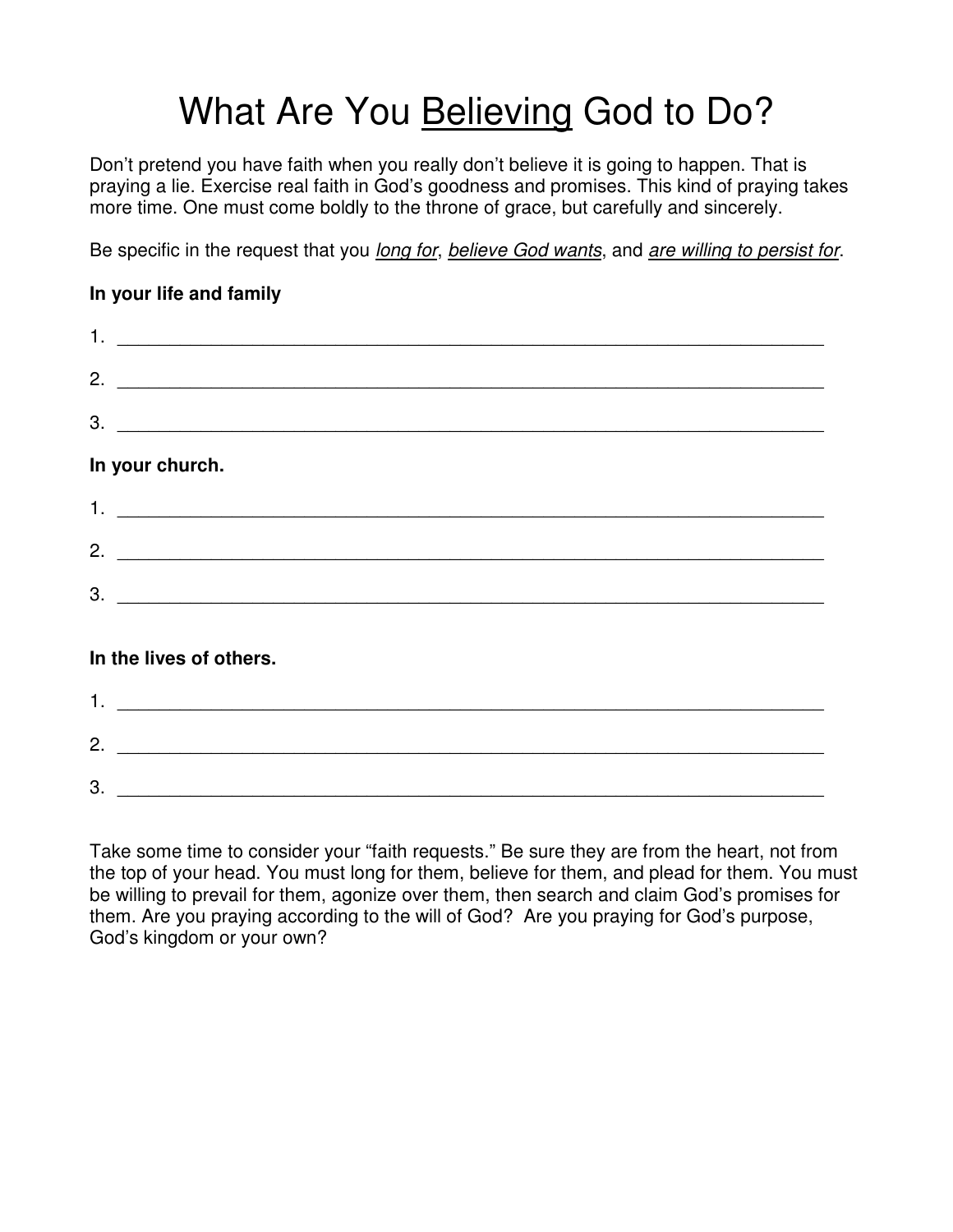# What Are You <u>Believing</u> God to Do?

Don't pretend you have faith when you really don't believe it is going to happen. That is praying a lie. Exercise real faith in God's goodness and promises. This kind of praying takes more time. One must come boldly to the throne of grace, but carefully and sincerely.

Be specific in the request that you <u>*long for*</u>, <u>*believe God wants*</u>, and <u>*are willing to persist for*</u>.

**In your life and family**

1. ___________________________________________________________________________

2. ___________________________________________________________________________

3. ___________________________________________________________________________

**In your church.**

1. ___________________________________________________________________________

2. ___________________________________________________________________________

3. ___________________________________________________________________________

**In the lives of others.**

1. ___________________________________________________________________________

2. ___________________________________________________________________________

3. ___________________________________________________________________________

Take some time to consider your "faith requests." Be sure they are from the heart, not from the top of your head. You must long for them, believe for them, and plead for them. You must be willing to prevail for them, agonize over them, then search and claim God's promises for them. Are you praying according to the will of God? Are you praying for God's purpose, God's kingdom or your own?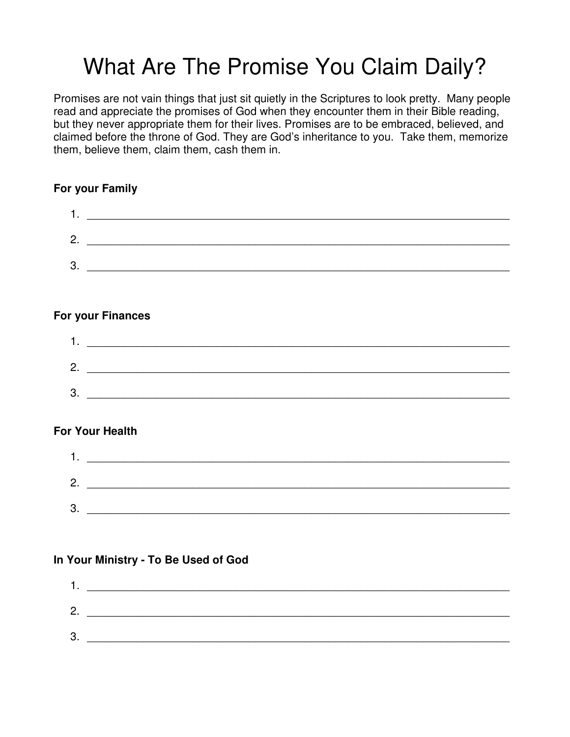# What Are The Promise You Claim Daily?

Promises are not vain things that just sit quietly in the Scriptures to look pretty. Many people read and appreciate the promises of God when they encounter them in their Bible reading, but they never appropriate them for their lives. Promises are to be embraced, believed, and claimed before the throne of God. They are God's inheritance to you. Take them, memorize them, believe them, claim them, cash them in.

**For your Family**

1. ______________________________________________________________________
2. ______________________________________________________________________
3. ______________________________________________________________________

**For your Finances**

1. ______________________________________________________________________
2. ______________________________________________________________________
3. ______________________________________________________________________

**For Your Health**

1. ______________________________________________________________________
2. ______________________________________________________________________
3. ______________________________________________________________________

**In Your Ministry - To Be Used of God**

1. ______________________________________________________________________
2. ______________________________________________________________________
3. ______________________________________________________________________